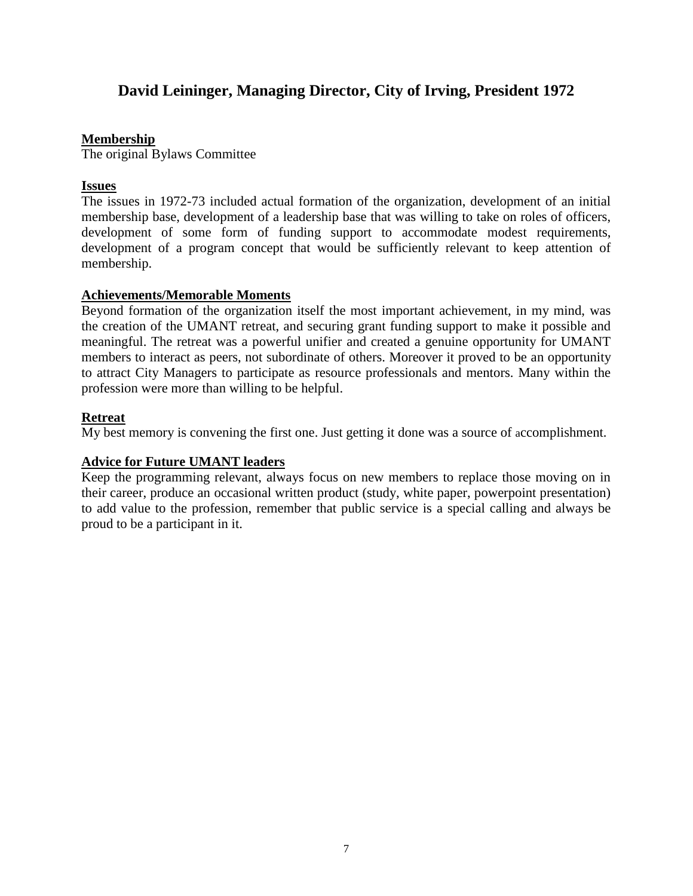## David Leininger, Managing Director, City of Irving, President 1972

**Membership**

The original Bylaws Committee

**Issues**

The issues in 1972-73 included actual formation of the organization, development of an initial membership base, development of a leadership base that was willing to take on roles of officers, development of some form of funding support to accommodate modest requirements, development of a program concept that would be sufficiently relevant to keep attention of membership.

**Achievements/Memorable Moments**

Beyond formation of the organization itself the most important achievement, in my mind, was the creation of the UMANT retreat, and securing grant funding support to make it possible and meaningful. The retreat was a powerful unifier and created a genuine opportunity for UMANT members to interact as peers, not subordinate of others. Moreover it proved to be an opportunity to attract City Managers to participate as resource professionals and mentors. Many within the profession were more than willing to be helpful.

**Retreat**

My best memory is convening the first one. Just getting it done was a source of accomplishment.

**Advice for Future UMANT leaders**

Keep the programming relevant, always focus on new members to replace those moving on in their career, produce an occasional written product (study, white paper, powerpoint presentation) to add value to the profession, remember that public service is a special calling and always be proud to be a participant in it.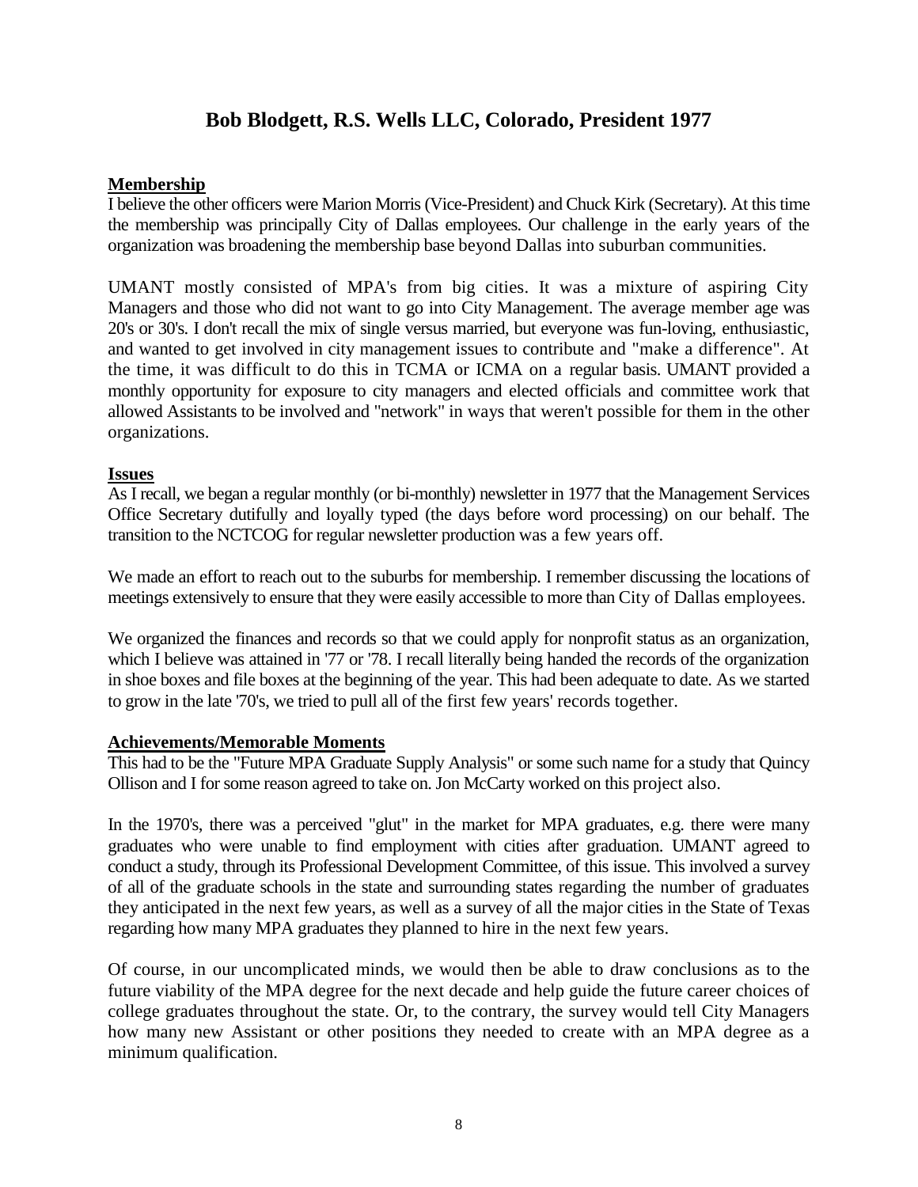## Bob Blodgett, R.S. Wells LLC, Colorado, President 1977

**Membership**

I believe the other officers were Marion Morris (Vice-President) and Chuck Kirk (Secretary). At this time the membership was principally City of Dallas employees. Our challenge in the early years of the organization was broadening the membership base beyond Dallas into suburban communities.

UMANT mostly consisted of MPA's from big cities. It was a mixture of aspiring City Managers and those who did not want to go into City Management. The average member age was 20's or 30's. I don't recall the mix of single versus married, but everyone was fun-loving, enthusiastic, and wanted to get involved in city management issues to contribute and "make a difference". At the time, it was difficult to do this in TCMA or ICMA on a regular basis. UMANT provided a monthly opportunity for exposure to city managers and elected officials and committee work that allowed Assistants to be involved and "network" in ways that weren't possible for them in the other organizations.

**Issues**

As I recall, we began a regular monthly (or bi-monthly) newsletter in 1977 that the Management Services Office Secretary dutifully and loyally typed (the days before word processing) on our behalf. The transition to the NCTCOG for regular newsletter production was a few years off.

We made an effort to reach out to the suburbs for membership. I remember discussing the locations of meetings extensively to ensure that they were easily accessible to more than City of Dallas employees.

We organized the finances and records so that we could apply for nonprofit status as an organization, which I believe was attained in '77 or '78. I recall literally being handed the records of the organization in shoe boxes and file boxes at the beginning of the year. This had been adequate to date. As we started to grow in the late '70's, we tried to pull all of the first few years' records together.

**Achievements/Memorable Moments**

This had to be the "Future MPA Graduate Supply Analysis" or some such name for a study that Quincy Ollison and I for some reason agreed to take on. Jon McCarty worked on this project also.

In the 1970's, there was a perceived "glut" in the market for MPA graduates, e.g. there were many graduates who were unable to find employment with cities after graduation. UMANT agreed to conduct a study, through its Professional Development Committee, of this issue. This involved a survey of all of the graduate schools in the state and surrounding states regarding the number of graduates they anticipated in the next few years, as well as a survey of all the major cities in the State of Texas regarding how many MPA graduates they planned to hire in the next few years.

Of course, in our uncomplicated minds, we would then be able to draw conclusions as to the future viability of the MPA degree for the next decade and help guide the future career choices of college graduates throughout the state. Or, to the contrary, the survey would tell City Managers how many new Assistant or other positions they needed to create with an MPA degree as a minimum qualification.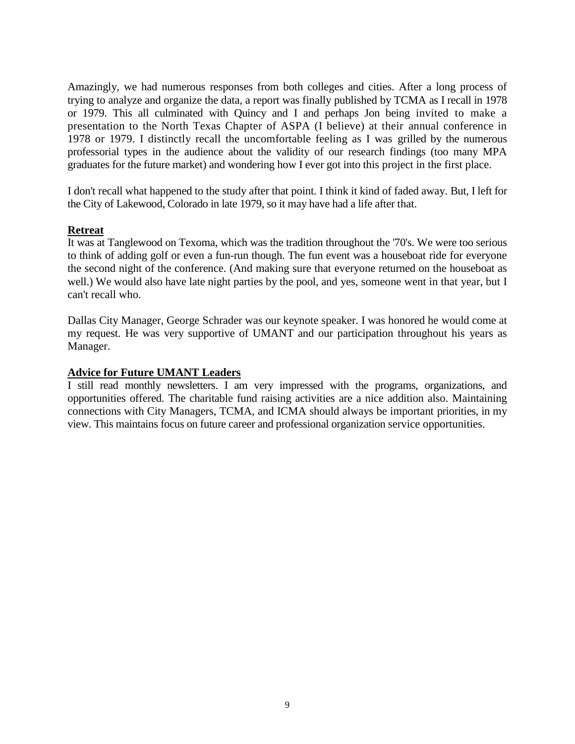Amazingly, we had numerous responses from both colleges and cities. After a long process of trying to analyze and organize the data, a report was finally published by TCMA as I recall in 1978 or 1979. This all culminated with Quincy and I and perhaps Jon being invited to make a presentation to the North Texas Chapter of ASPA (I believe) at their annual conference in 1978 or 1979. I distinctly recall the uncomfortable feeling as I was grilled by the numerous professorial types in the audience about the validity of our research findings (too many MPA graduates for the future market) and wondering how I ever got into this project in the first place.

I don't recall what happened to the study after that point. I think it kind of faded away. But, I left for the City of Lakewood, Colorado in late 1979, so it may have had a life after that.

**Retreat**

It was at Tanglewood on Texoma, which was the tradition throughout the '70's. We were too serious to think of adding golf or even a fun-run though. The fun event was a houseboat ride for everyone the second night of the conference. (And making sure that everyone returned on the houseboat as well.) We would also have late night parties by the pool, and yes, someone went in that year, but I can't recall who.

Dallas City Manager, George Schrader was our keynote speaker. I was honored he would come at my request. He was very supportive of UMANT and our participation throughout his years as Manager.

**Advice for Future UMANT Leaders**

I still read monthly newsletters. I am very impressed with the programs, organizations, and opportunities offered. The charitable fund raising activities are a nice addition also. Maintaining connections with City Managers, TCMA, and ICMA should always be important priorities, in my view. This maintains focus on future career and professional organization service opportunities.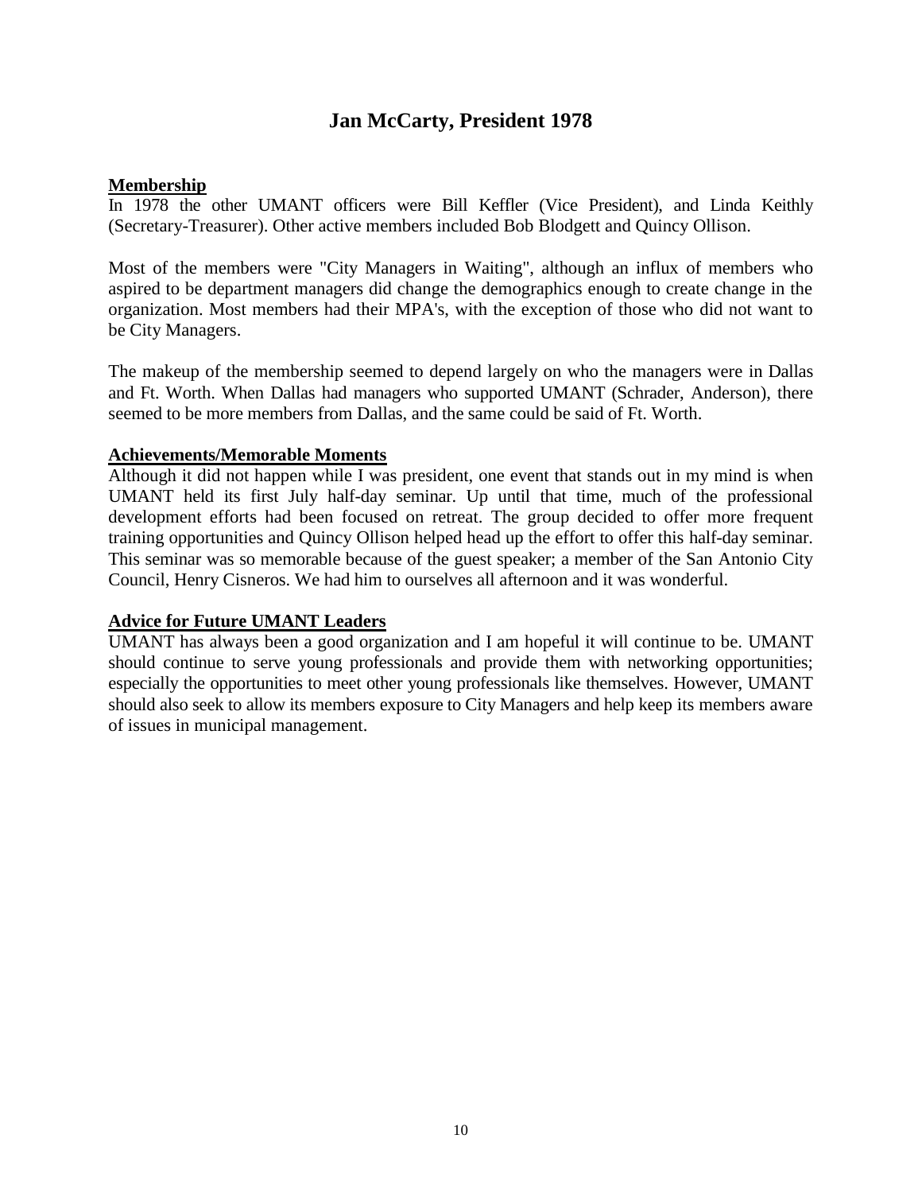# Jan McCarty, President 1978

**Membership**

In 1978 the other UMANT officers were Bill Keffler (Vice President), and Linda Keithly (Secretary-Treasurer). Other active members included Bob Blodgett and Quincy Ollison.

Most of the members were "City Managers in Waiting", although an influx of members who aspired to be department managers did change the demographics enough to create change in the organization. Most members had their MPA's, with the exception of those who did not want to be City Managers.

The makeup of the membership seemed to depend largely on who the managers were in Dallas and Ft. Worth. When Dallas had managers who supported UMANT (Schrader, Anderson), there seemed to be more members from Dallas, and the same could be said of Ft. Worth.

**Achievements/Memorable Moments**

Although it did not happen while I was president, one event that stands out in my mind is when UMANT held its first July half-day seminar. Up until that time, much of the professional development efforts had been focused on retreat. The group decided to offer more frequent training opportunities and Quincy Ollison helped head up the effort to offer this half-day seminar. This seminar was so memorable because of the guest speaker; a member of the San Antonio City Council, Henry Cisneros. We had him to ourselves all afternoon and it was wonderful.

**Advice for Future UMANT Leaders**

UMANT has always been a good organization and I am hopeful it will continue to be. UMANT should continue to serve young professionals and provide them with networking opportunities; especially the opportunities to meet other young professionals like themselves. However, UMANT should also seek to allow its members exposure to City Managers and help keep its members aware of issues in municipal management.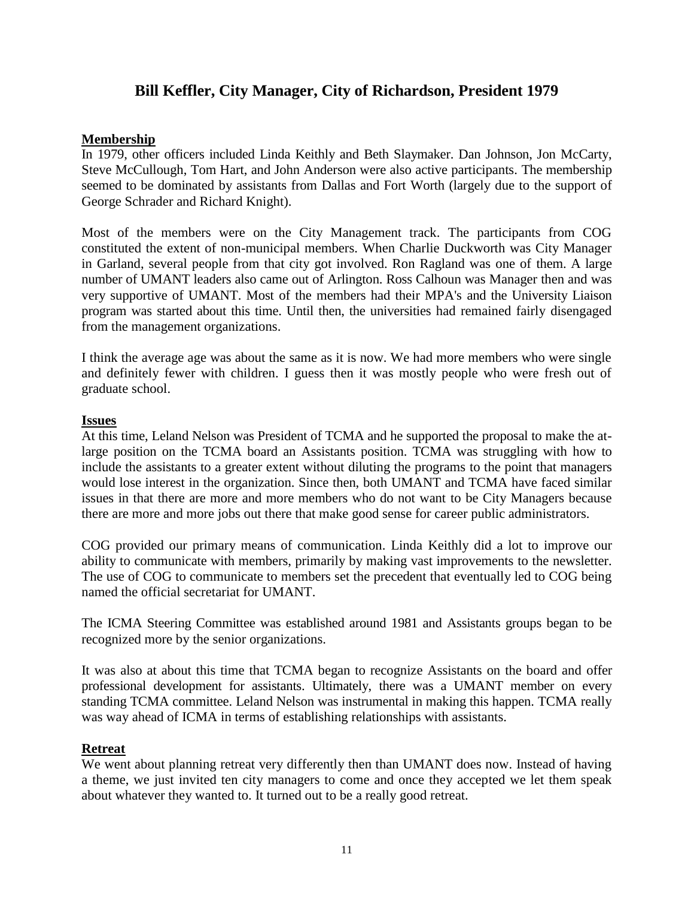## Bill Keffler, City Manager, City of Richardson, President 1979

**Membership**

In 1979, other officers included Linda Keithly and Beth Slaymaker. Dan Johnson, Jon McCarty, Steve McCullough, Tom Hart, and John Anderson were also active participants. The membership seemed to be dominated by assistants from Dallas and Fort Worth (largely due to the support of George Schrader and Richard Knight).

Most of the members were on the City Management track. The participants from COG constituted the extent of non-municipal members. When Charlie Duckworth was City Manager in Garland, several people from that city got involved. Ron Ragland was one of them. A large number of UMANT leaders also came out of Arlington. Ross Calhoun was Manager then and was very supportive of UMANT. Most of the members had their MPA's and the University Liaison program was started about this time. Until then, the universities had remained fairly disengaged from the management organizations.

I think the average age was about the same as it is now. We had more members who were single and definitely fewer with children. I guess then it was mostly people who were fresh out of graduate school.

**Issues**

At this time, Leland Nelson was President of TCMA and he supported the proposal to make the at-large position on the TCMA board an Assistants position. TCMA was struggling with how to include the assistants to a greater extent without diluting the programs to the point that managers would lose interest in the organization. Since then, both UMANT and TCMA have faced similar issues in that there are more and more members who do not want to be City Managers because there are more and more jobs out there that make good sense for career public administrators.

COG provided our primary means of communication. Linda Keithly did a lot to improve our ability to communicate with members, primarily by making vast improvements to the newsletter. The use of COG to communicate to members set the precedent that eventually led to COG being named the official secretariat for UMANT.

The ICMA Steering Committee was established around 1981 and Assistants groups began to be recognized more by the senior organizations.

It was also at about this time that TCMA began to recognize Assistants on the board and offer professional development for assistants. Ultimately, there was a UMANT member on every standing TCMA committee. Leland Nelson was instrumental in making this happen. TCMA really was way ahead of ICMA in terms of establishing relationships with assistants.

**Retreat**

We went about planning retreat very differently then than UMANT does now. Instead of having a theme, we just invited ten city managers to come and once they accepted we let them speak about whatever they wanted to. It turned out to be a really good retreat.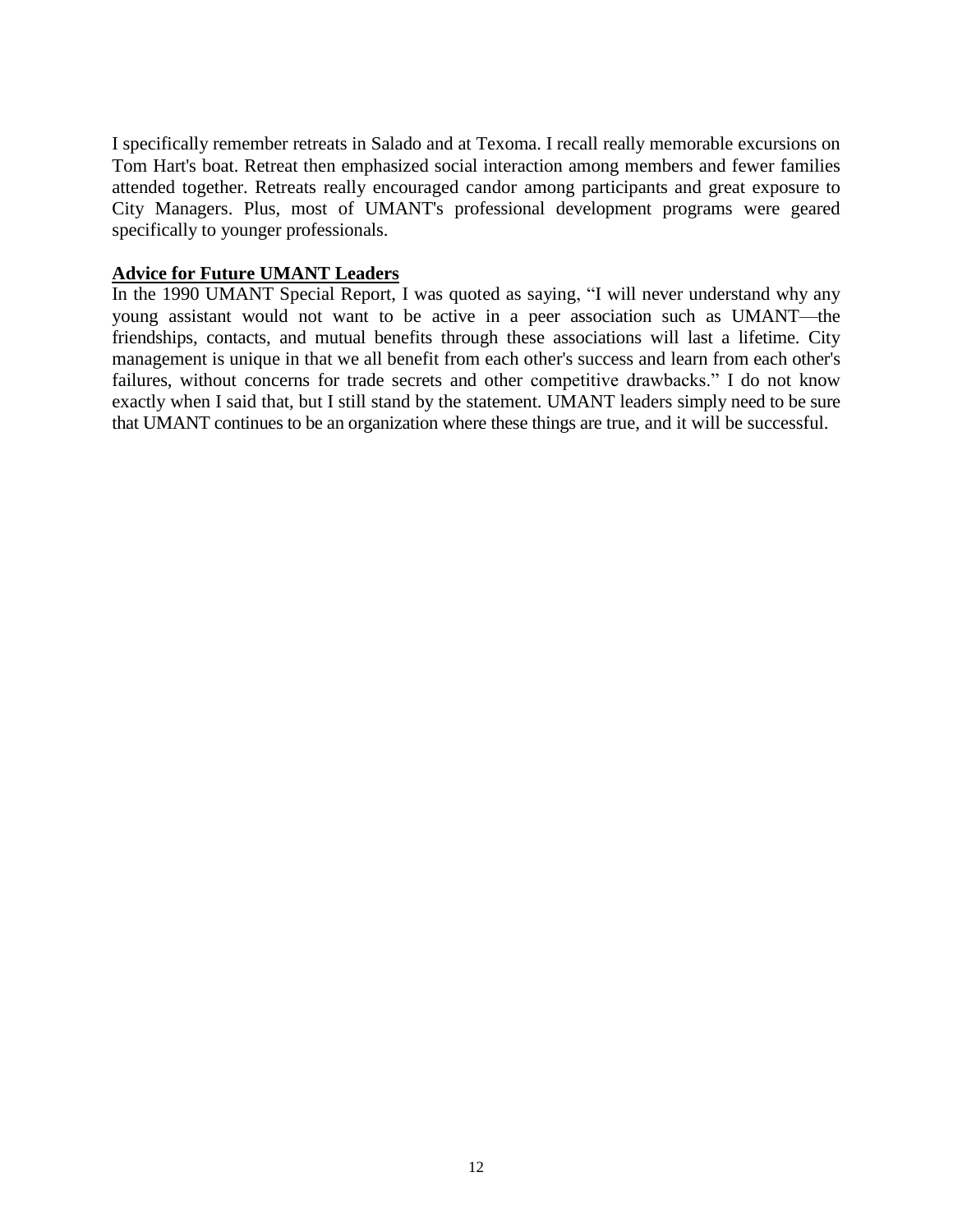I specifically remember retreats in Salado and at Texoma. I recall really memorable excursions on Tom Hart's boat. Retreat then emphasized social interaction among members and fewer families attended together. Retreats really encouraged candor among participants and great exposure to City Managers. Plus, most of UMANT's professional development programs were geared specifically to younger professionals.

**Advice for Future UMANT Leaders**

In the 1990 UMANT Special Report, I was quoted as saying, "I will never understand why any young assistant would not want to be active in a peer association such as UMANT—the friendships, contacts, and mutual benefits through these associations will last a lifetime. City management is unique in that we all benefit from each other's success and learn from each other's failures, without concerns for trade secrets and other competitive drawbacks." I do not know exactly when I said that, but I still stand by the statement. UMANT leaders simply need to be sure that UMANT continues to be an organization where these things are true, and it will be successful.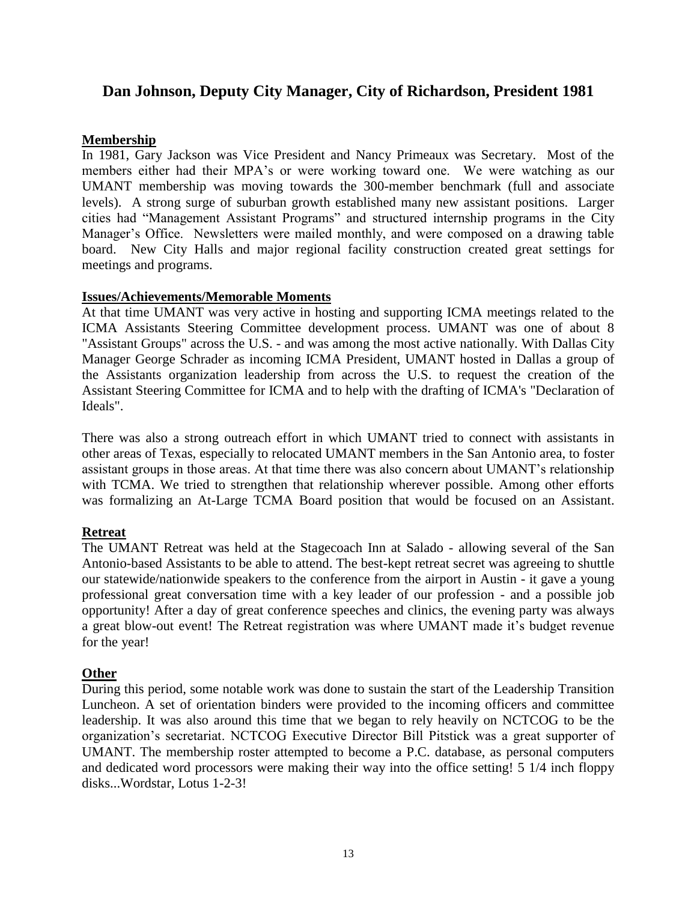## Dan Johnson, Deputy City Manager, City of Richardson, President 1981

**Membership**

In 1981, Gary Jackson was Vice President and Nancy Primeaux was Secretary. Most of the members either had their MPA's or were working toward one. We were watching as our UMANT membership was moving towards the 300-member benchmark (full and associate levels). A strong surge of suburban growth established many new assistant positions. Larger cities had "Management Assistant Programs" and structured internship programs in the City Manager's Office. Newsletters were mailed monthly, and were composed on a drawing table board. New City Halls and major regional facility construction created great settings for meetings and programs.

**Issues/Achievements/Memorable Moments**

At that time UMANT was very active in hosting and supporting ICMA meetings related to the ICMA Assistants Steering Committee development process. UMANT was one of about 8 "Assistant Groups" across the U.S. - and was among the most active nationally. With Dallas City Manager George Schrader as incoming ICMA President, UMANT hosted in Dallas a group of the Assistants organization leadership from across the U.S. to request the creation of the Assistant Steering Committee for ICMA and to help with the drafting of ICMA's "Declaration of Ideals".

There was also a strong outreach effort in which UMANT tried to connect with assistants in other areas of Texas, especially to relocated UMANT members in the San Antonio area, to foster assistant groups in those areas. At that time there was also concern about UMANT's relationship with TCMA. We tried to strengthen that relationship wherever possible. Among other efforts was formalizing an At-Large TCMA Board position that would be focused on an Assistant.

**Retreat**

The UMANT Retreat was held at the Stagecoach Inn at Salado - allowing several of the San Antonio-based Assistants to be able to attend. The best-kept retreat secret was agreeing to shuttle our statewide/nationwide speakers to the conference from the airport in Austin - it gave a young professional great conversation time with a key leader of our profession - and a possible job opportunity! After a day of great conference speeches and clinics, the evening party was always a great blow-out event! The Retreat registration was where UMANT made it's budget revenue for the year!

**Other**

During this period, some notable work was done to sustain the start of the Leadership Transition Luncheon. A set of orientation binders were provided to the incoming officers and committee leadership. It was also around this time that we began to rely heavily on NCTCOG to be the organization's secretariat. NCTCOG Executive Director Bill Pitstick was a great supporter of UMANT. The membership roster attempted to become a P.C. database, as personal computers and dedicated word processors were making their way into the office setting! 5 1/4 inch floppy disks...Wordstar, Lotus 1-2-3!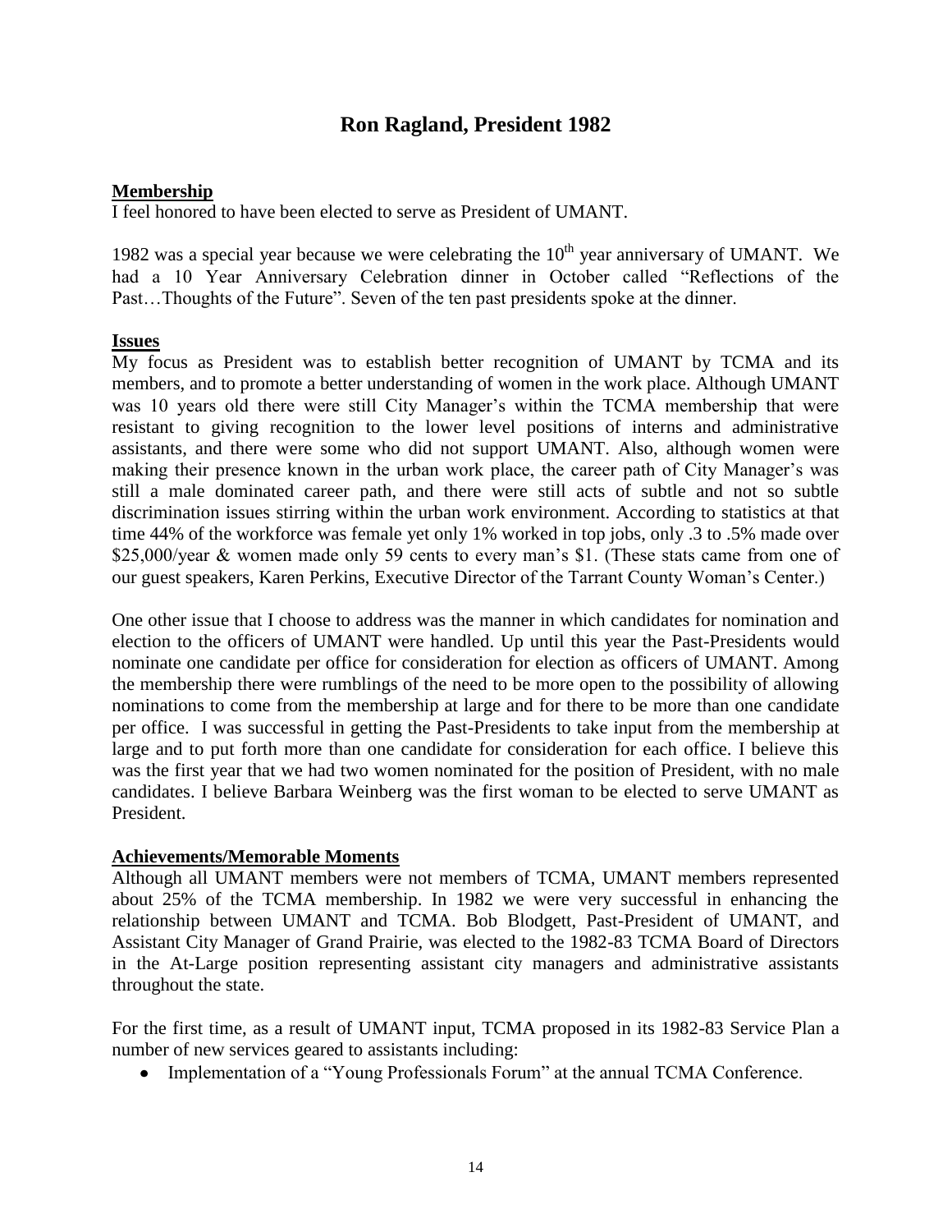# Ron Ragland, President 1982

## Membership

I feel honored to have been elected to serve as President of UMANT.

1982 was a special year because we were celebrating the 10th year anniversary of UMANT. We had a 10 Year Anniversary Celebration dinner in October called "Reflections of the Past…Thoughts of the Future". Seven of the ten past presidents spoke at the dinner.

## Issues

My focus as President was to establish better recognition of UMANT by TCMA and its members, and to promote a better understanding of women in the work place. Although UMANT was 10 years old there were still City Manager's within the TCMA membership that were resistant to giving recognition to the lower level positions of interns and administrative assistants, and there were some who did not support UMANT. Also, although women were making their presence known in the urban work place, the career path of City Manager's was still a male dominated career path, and there were still acts of subtle and not so subtle discrimination issues stirring within the urban work environment. According to statistics at that time 44% of the workforce was female yet only 1% worked in top jobs, only .3 to .5% made over $25,000/year & women made only 59 cents to every man's $1. (These stats came from one of our guest speakers, Karen Perkins, Executive Director of the Tarrant County Woman's Center.)

One other issue that I choose to address was the manner in which candidates for nomination and election to the officers of UMANT were handled. Up until this year the Past-Presidents would nominate one candidate per office for consideration for election as officers of UMANT. Among the membership there were rumblings of the need to be more open to the possibility of allowing nominations to come from the membership at large and for there to be more than one candidate per office. I was successful in getting the Past-Presidents to take input from the membership at large and to put forth more than one candidate for consideration for each office. I believe this was the first year that we had two women nominated for the position of President, with no male candidates. I believe Barbara Weinberg was the first woman to be elected to serve UMANT as President.

## Achievements/Memorable Moments

Although all UMANT members were not members of TCMA, UMANT members represented about 25% of the TCMA membership. In 1982 we were very successful in enhancing the relationship between UMANT and TCMA. Bob Blodgett, Past-President of UMANT, and Assistant City Manager of Grand Prairie, was elected to the 1982-83 TCMA Board of Directors in the At-Large position representing assistant city managers and administrative assistants throughout the state.

For the first time, as a result of UMANT input, TCMA proposed in its 1982-83 Service Plan a number of new services geared to assistants including:

- Implementation of a "Young Professionals Forum" at the annual TCMA Conference.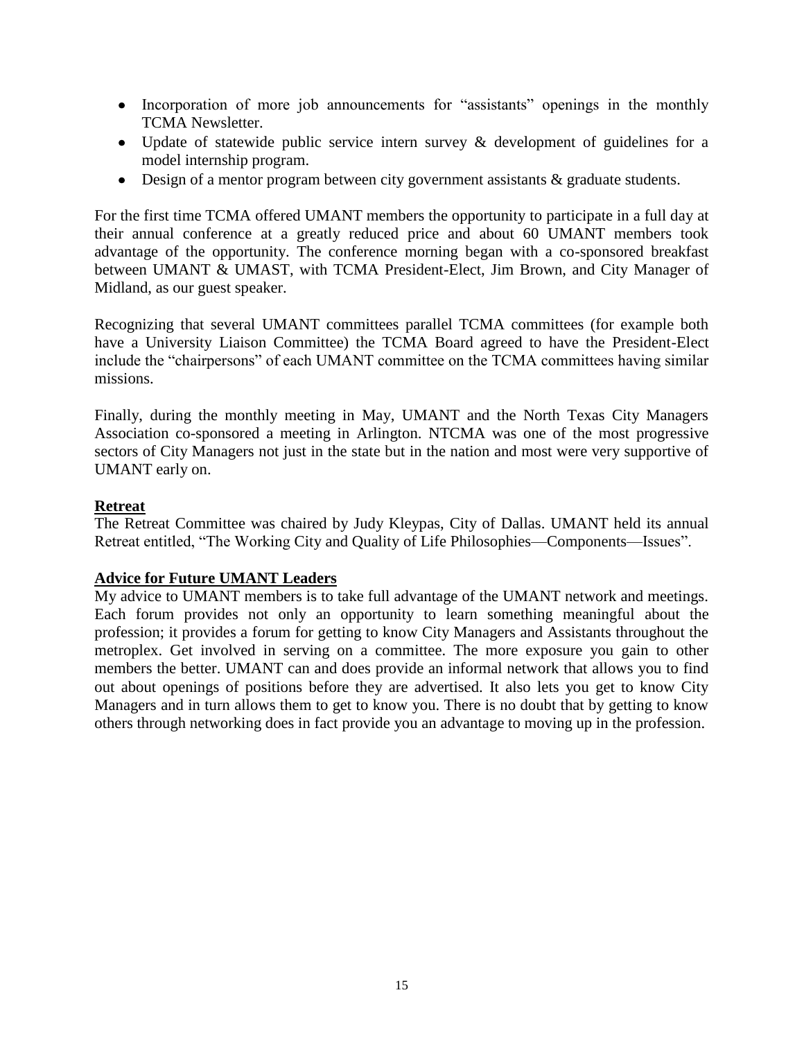- Incorporation of more job announcements for "assistants" openings in the monthly TCMA Newsletter.
- Update of statewide public service intern survey & development of guidelines for a model internship program.
- Design of a mentor program between city government assistants & graduate students.

For the first time TCMA offered UMANT members the opportunity to participate in a full day at their annual conference at a greatly reduced price and about 60 UMANT members took advantage of the opportunity. The conference morning began with a co-sponsored breakfast between UMANT & UMAST, with TCMA President-Elect, Jim Brown, and City Manager of Midland, as our guest speaker.

Recognizing that several UMANT committees parallel TCMA committees (for example both have a University Liaison Committee) the TCMA Board agreed to have the President-Elect include the "chairpersons" of each UMANT committee on the TCMA committees having similar missions.

Finally, during the monthly meeting in May, UMANT and the North Texas City Managers Association co-sponsored a meeting in Arlington. NTCMA was one of the most progressive sectors of City Managers not just in the state but in the nation and most were very supportive of UMANT early on.

**Retreat**

The Retreat Committee was chaired by Judy Kleypas, City of Dallas. UMANT held its annual Retreat entitled, "The Working City and Quality of Life Philosophies—Components—Issues".

**Advice for Future UMANT Leaders**

My advice to UMANT members is to take full advantage of the UMANT network and meetings. Each forum provides not only an opportunity to learn something meaningful about the profession; it provides a forum for getting to know City Managers and Assistants throughout the metroplex. Get involved in serving on a committee. The more exposure you gain to other members the better. UMANT can and does provide an informal network that allows you to find out about openings of positions before they are advertised. It also lets you get to know City Managers and in turn allows them to get to know you. There is no doubt that by getting to know others through networking does in fact provide you an advantage to moving up in the profession.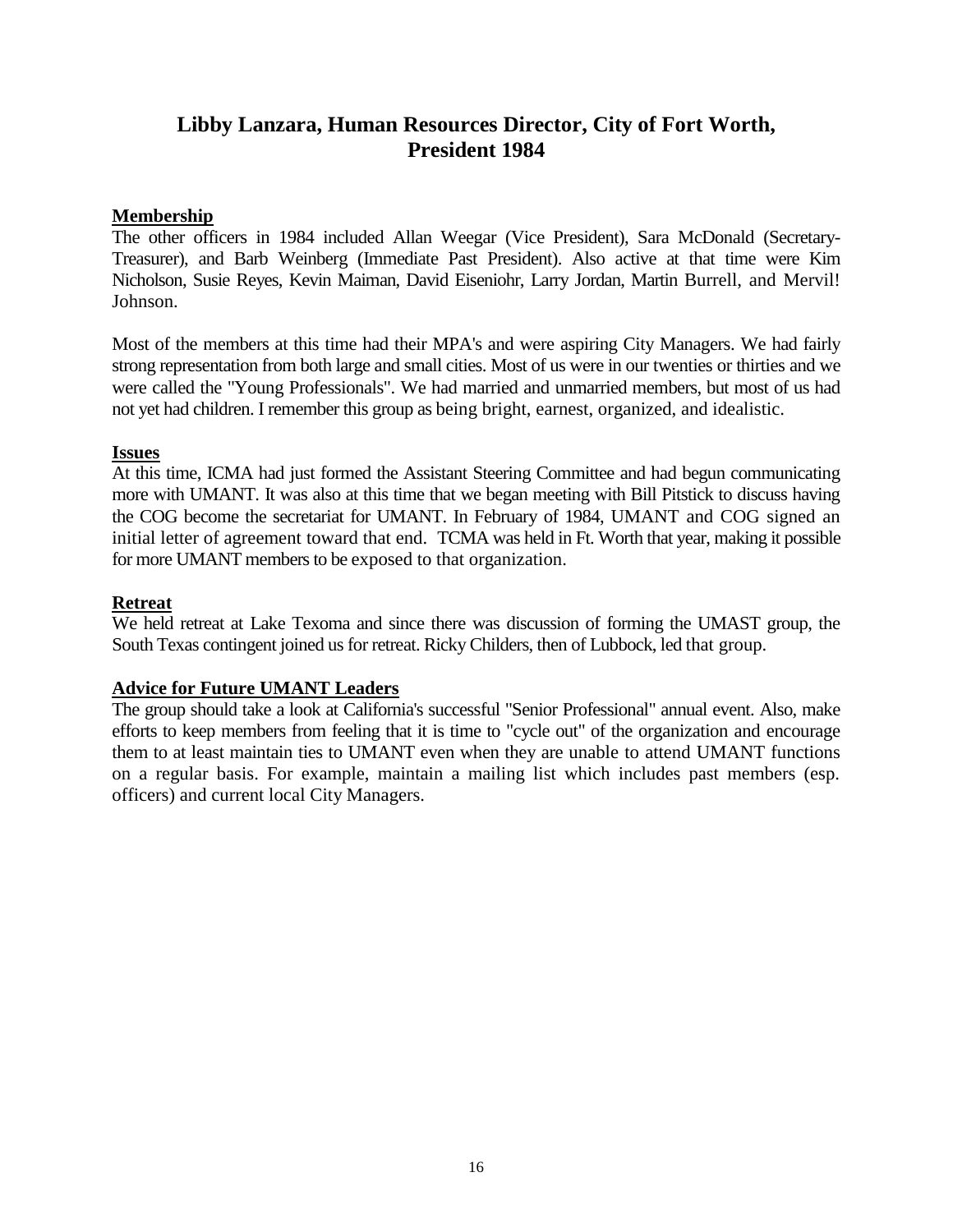## Libby Lanzara, Human Resources Director, City of Fort Worth, President 1984

**Membership**

The other officers in 1984 included Allan Weegar (Vice President), Sara McDonald (Secretary-Treasurer), and Barb Weinberg (Immediate Past President). Also active at that time were Kim Nicholson, Susie Reyes, Kevin Maiman, David Eiseniohr, Larry Jordan, Martin Burrell, and Mervil! Johnson.

Most of the members at this time had their MPA's and were aspiring City Managers. We had fairly strong representation from both large and small cities. Most of us were in our twenties or thirties and we were called the "Young Professionals". We had married and unmarried members, but most of us had not yet had children. I remember this group as being bright, earnest, organized, and idealistic.

**Issues**

At this time, ICMA had just formed the Assistant Steering Committee and had begun communicating more with UMANT. It was also at this time that we began meeting with Bill Pitstick to discuss having the COG become the secretariat for UMANT. In February of 1984, UMANT and COG signed an initial letter of agreement toward that end. TCMA was held in Ft. Worth that year, making it possible for more UMANT members to be exposed to that organization.

**Retreat**

We held retreat at Lake Texoma and since there was discussion of forming the UMAST group, the South Texas contingent joined us for retreat. Ricky Childers, then of Lubbock, led that group.

**Advice for Future UMANT Leaders**

The group should take a look at California's successful "Senior Professional" annual event. Also, make efforts to keep members from feeling that it is time to "cycle out" of the organization and encourage them to at least maintain ties to UMANT even when they are unable to attend UMANT functions on a regular basis. For example, maintain a mailing list which includes past members (esp. officers) and current local City Managers.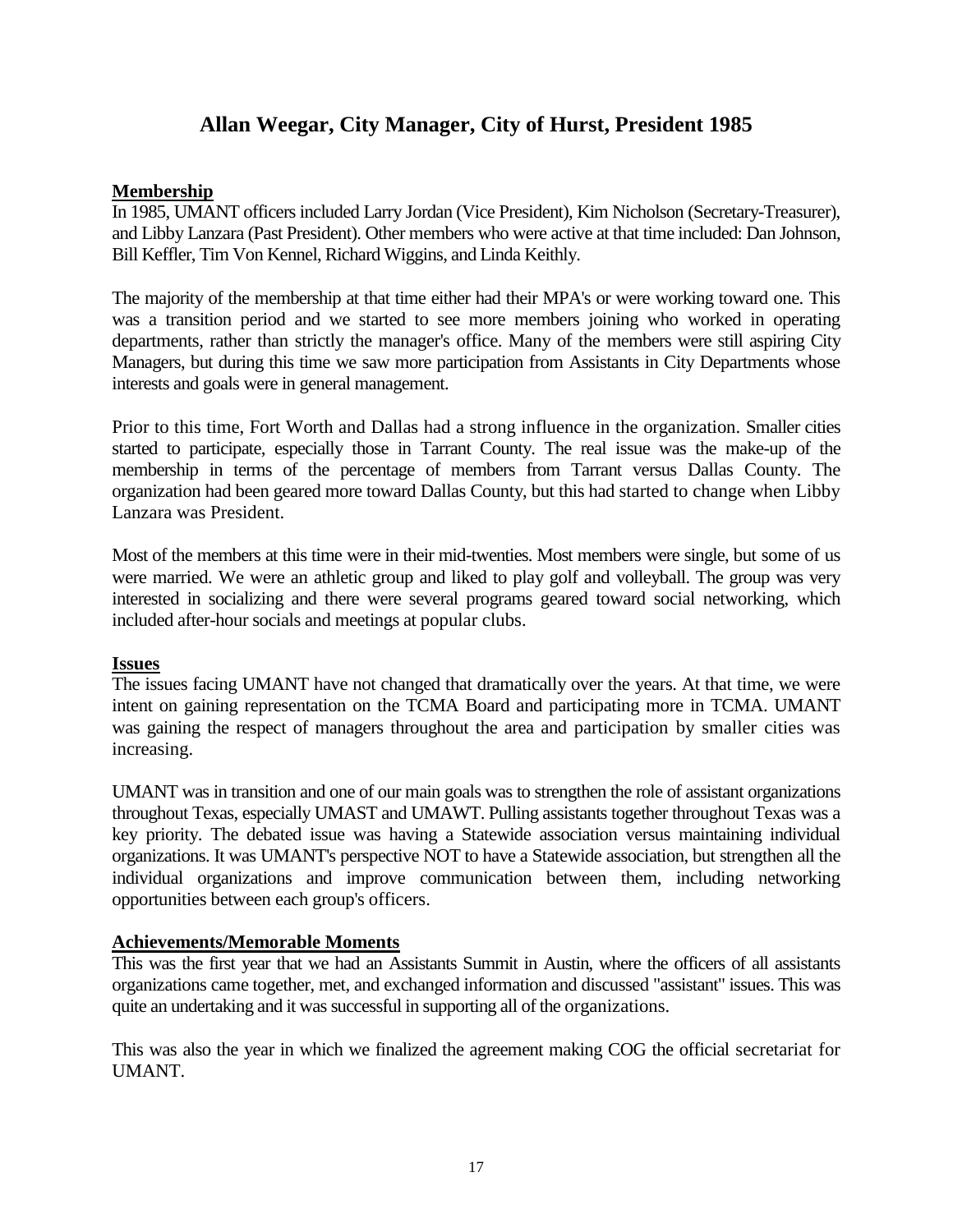## Allan Weegar, City Manager, City of Hurst, President 1985

**Membership**

In 1985, UMANT officers included Larry Jordan (Vice President), Kim Nicholson (Secretary-Treasurer), and Libby Lanzara (Past President). Other members who were active at that time included: Dan Johnson, Bill Keffler, Tim Von Kennel, Richard Wiggins, and Linda Keithly.

The majority of the membership at that time either had their MPA's or were working toward one. This was a transition period and we started to see more members joining who worked in operating departments, rather than strictly the manager's office. Many of the members were still aspiring City Managers, but during this time we saw more participation from Assistants in City Departments whose interests and goals were in general management.

Prior to this time, Fort Worth and Dallas had a strong influence in the organization. Smaller cities started to participate, especially those in Tarrant County. The real issue was the make-up of the membership in terms of the percentage of members from Tarrant versus Dallas County. The organization had been geared more toward Dallas County, but this had started to change when Libby Lanzara was President.

Most of the members at this time were in their mid-twenties. Most members were single, but some of us were married. We were an athletic group and liked to play golf and volleyball. The group was very interested in socializing and there were several programs geared toward social networking, which included after-hour socials and meetings at popular clubs.

**Issues**

The issues facing UMANT have not changed that dramatically over the years. At that time, we were intent on gaining representation on the TCMA Board and participating more in TCMA. UMANT was gaining the respect of managers throughout the area and participation by smaller cities was increasing.

UMANT was in transition and one of our main goals was to strengthen the role of assistant organizations throughout Texas, especially UMAST and UMAWT. Pulling assistants together throughout Texas was a key priority. The debated issue was having a Statewide association versus maintaining individual organizations. It was UMANT's perspective NOT to have a Statewide association, but strengthen all the individual organizations and improve communication between them, including networking opportunities between each group's officers.

**Achievements/Memorable Moments**

This was the first year that we had an Assistants Summit in Austin, where the officers of all assistants organizations came together, met, and exchanged information and discussed "assistant" issues. This was quite an undertaking and it was successful in supporting all of the organizations.

This was also the year in which we finalized the agreement making COG the official secretariat for UMANT.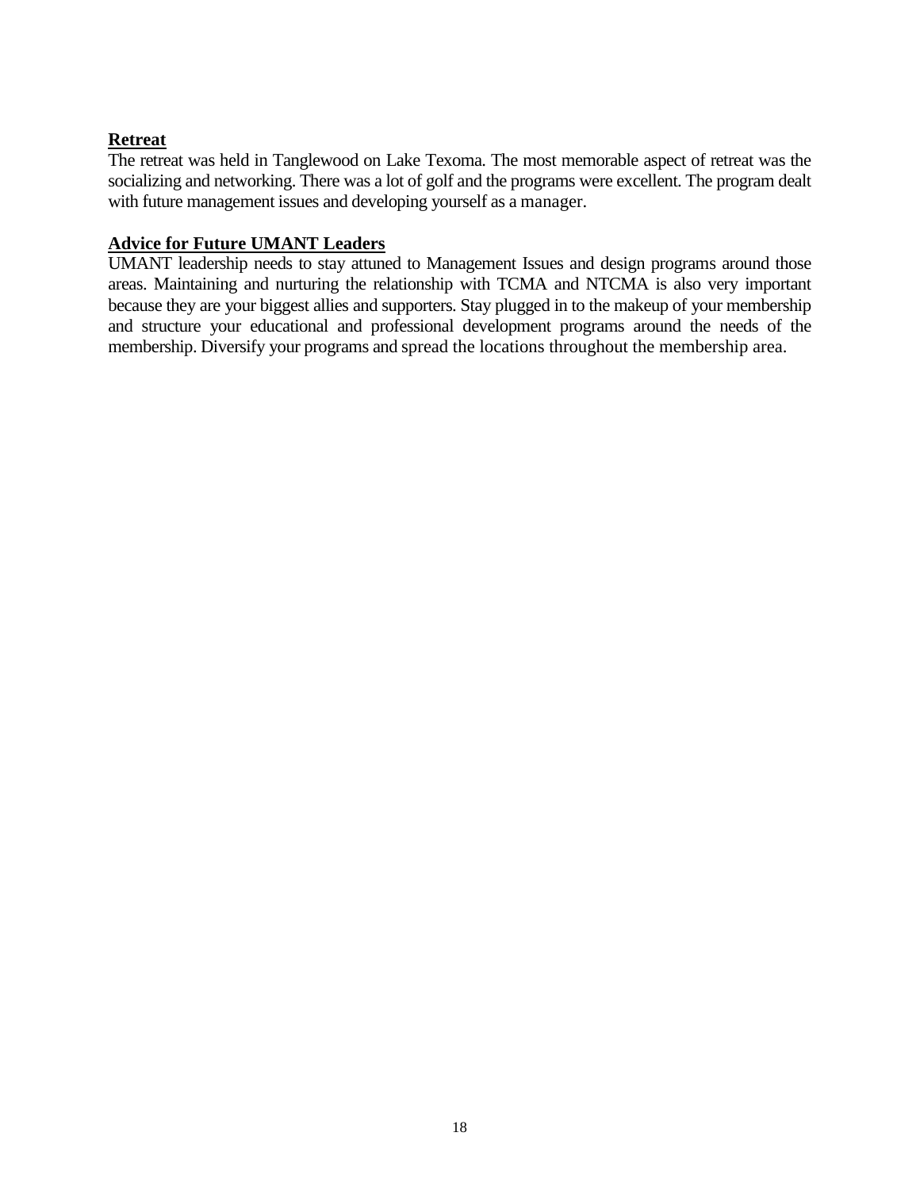**Retreat**

The retreat was held in Tanglewood on Lake Texoma. The most memorable aspect of retreat was the socializing and networking. There was a lot of golf and the programs were excellent. The program dealt with future management issues and developing yourself as a manager.

**Advice for Future UMANT Leaders**

UMANT leadership needs to stay attuned to Management Issues and design programs around those areas. Maintaining and nurturing the relationship with TCMA and NTCMA is also very important because they are your biggest allies and supporters. Stay plugged in to the makeup of your membership and structure your educational and professional development programs around the needs of the membership. Diversify your programs and spread the locations throughout the membership area.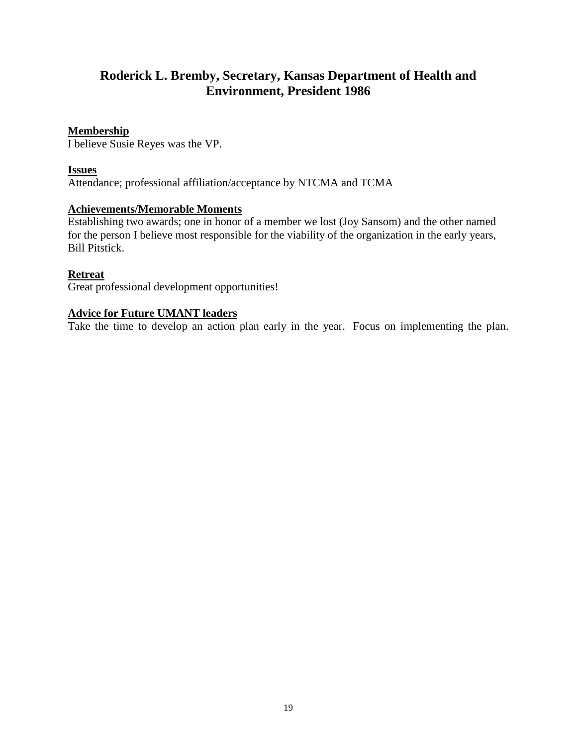## Roderick L. Bremby, Secretary, Kansas Department of Health and Environment, President 1986

**Membership**

I believe Susie Reyes was the VP.

**Issues**

Attendance; professional affiliation/acceptance by NTCMA and TCMA

**Achievements/Memorable Moments**

Establishing two awards; one in honor of a member we lost (Joy Sansom) and the other named for the person I believe most responsible for the viability of the organization in the early years, Bill Pitstick.

**Retreat**

Great professional development opportunities!

**Advice for Future UMANT leaders**

Take the time to develop an action plan early in the year. Focus on implementing the plan.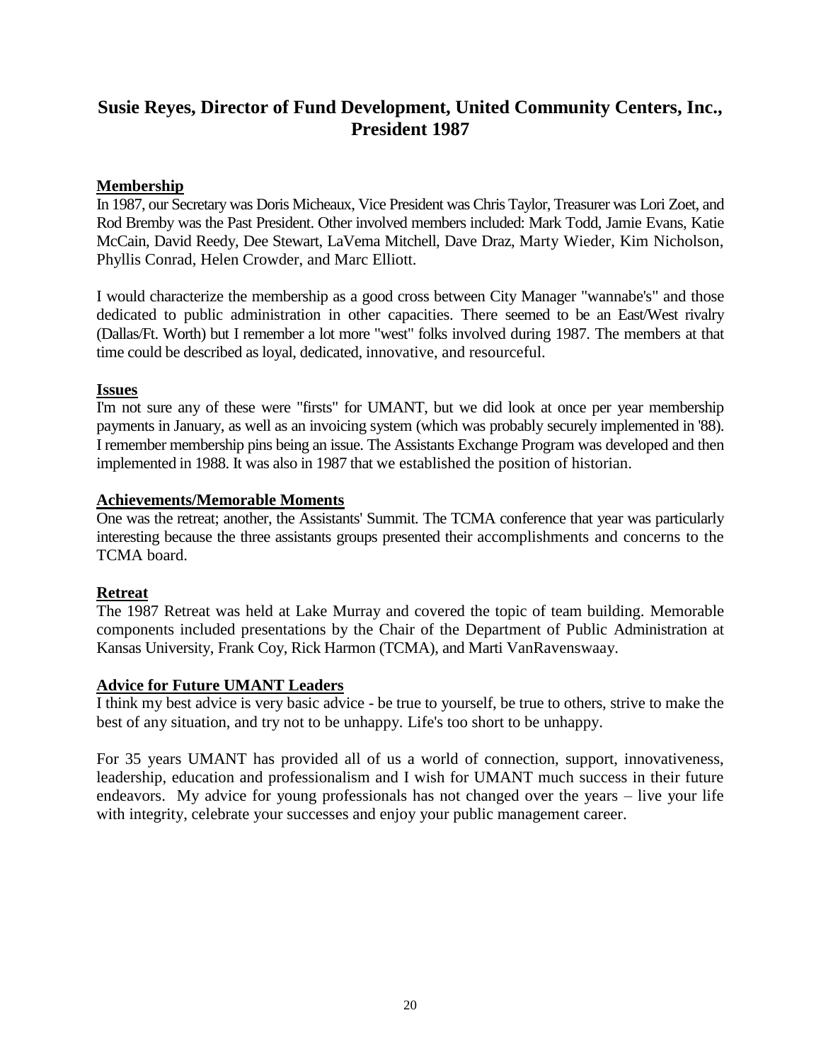## Susie Reyes, Director of Fund Development, United Community Centers, Inc., President 1987

**Membership**

In 1987, our Secretary was Doris Micheaux, Vice President was Chris Taylor, Treasurer was Lori Zoet, and Rod Bremby was the Past President. Other involved members included: Mark Todd, Jamie Evans, Katie McCain, David Reedy, Dee Stewart, LaVerna Mitchell, Dave Draz, Marty Wieder, Kim Nicholson, Phyllis Conrad, Helen Crowder, and Marc Elliott.

I would characterize the membership as a good cross between City Manager "wannabe's" and those dedicated to public administration in other capacities. There seemed to be an East/West rivalry (Dallas/Ft. Worth) but I remember a lot more "west" folks involved during 1987. The members at that time could be described as loyal, dedicated, innovative, and resourceful.

**Issues**

I'm not sure any of these were "firsts" for UMANT, but we did look at once per year membership payments in January, as well as an invoicing system (which was probably securely implemented in '88). I remember membership pins being an issue. The Assistants Exchange Program was developed and then implemented in 1988. It was also in 1987 that we established the position of historian.

**Achievements/Memorable Moments**

One was the retreat; another, the Assistants' Summit. The TCMA conference that year was particularly interesting because the three assistants groups presented their accomplishments and concerns to the TCMA board.

**Retreat**

The 1987 Retreat was held at Lake Murray and covered the topic of team building. Memorable components included presentations by the Chair of the Department of Public Administration at Kansas University, Frank Coy, Rick Harmon (TCMA), and Marti VanRavenswaay.

**Advice for Future UMANT Leaders**

I think my best advice is very basic advice - be true to yourself, be true to others, strive to make the best of any situation, and try not to be unhappy. Life's too short to be unhappy.

For 35 years UMANT has provided all of us a world of connection, support, innovativeness, leadership, education and professionalism and I wish for UMANT much success in their future endeavors. My advice for young professionals has not changed over the years – live your life with integrity, celebrate your successes and enjoy your public management career.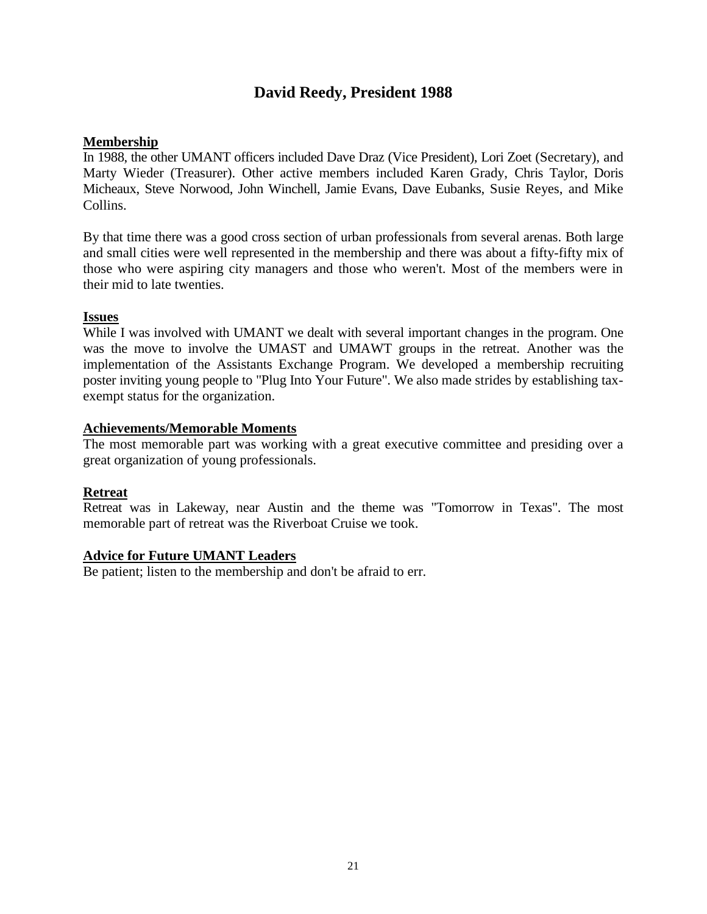## David Reedy, President 1988

**Membership**

In 1988, the other UMANT officers included Dave Draz (Vice President), Lori Zoet (Secretary), and Marty Wieder (Treasurer). Other active members included Karen Grady, Chris Taylor, Doris Micheaux, Steve Norwood, John Winchell, Jamie Evans, Dave Eubanks, Susie Reyes, and Mike Collins.

By that time there was a good cross section of urban professionals from several arenas. Both large and small cities were well represented in the membership and there was about a fifty-fifty mix of those who were aspiring city managers and those who weren't. Most of the members were in their mid to late twenties.

**Issues**

While I was involved with UMANT we dealt with several important changes in the program. One was the move to involve the UMAST and UMAWT groups in the retreat. Another was the implementation of the Assistants Exchange Program. We developed a membership recruiting poster inviting young people to "Plug Into Your Future". We also made strides by establishing tax-exempt status for the organization.

**Achievements/Memorable Moments**

The most memorable part was working with a great executive committee and presiding over a great organization of young professionals.

**Retreat**

Retreat was in Lakeway, near Austin and the theme was "Tomorrow in Texas". The most memorable part of retreat was the Riverboat Cruise we took.

**Advice for Future UMANT Leaders**

Be patient; listen to the membership and don't be afraid to err.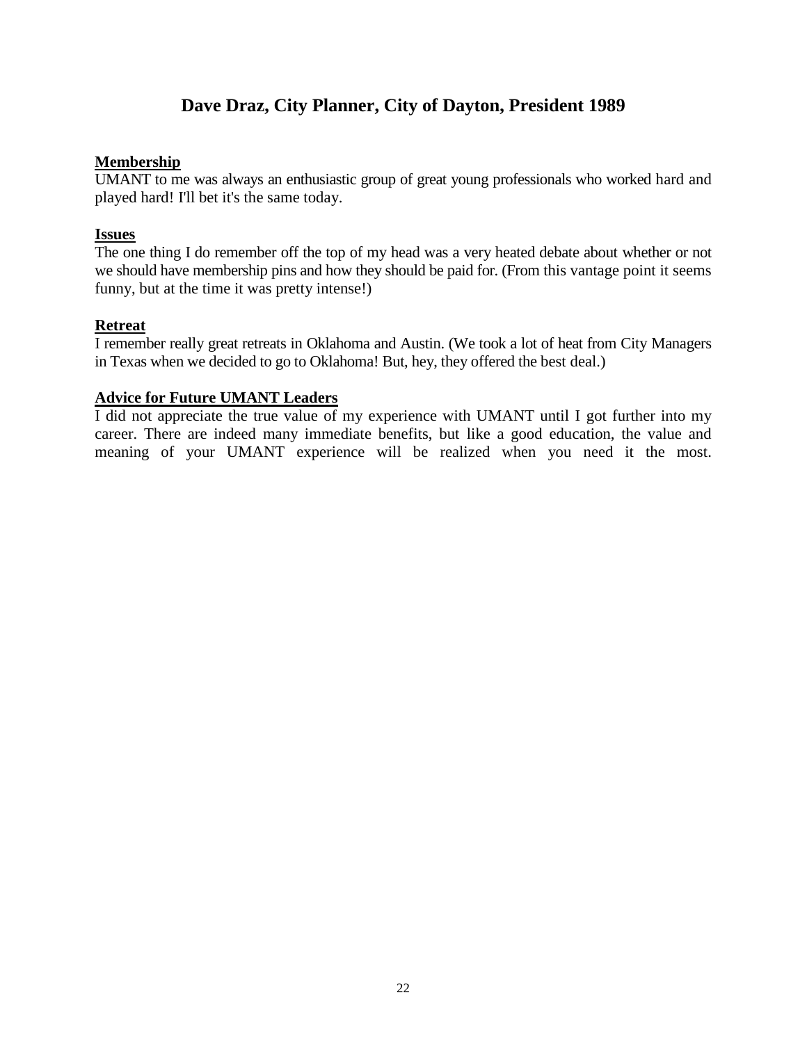## Dave Draz, City Planner, City of Dayton, President 1989

**Membership**

UMANT to me was always an enthusiastic group of great young professionals who worked hard and played hard! I'll bet it's the same today.

**Issues**

The one thing I do remember off the top of my head was a very heated debate about whether or not we should have membership pins and how they should be paid for. (From this vantage point it seems funny, but at the time it was pretty intense!)

**Retreat**

I remember really great retreats in Oklahoma and Austin. (We took a lot of heat from City Managers in Texas when we decided to go to Oklahoma! But, hey, they offered the best deal.)

**Advice for Future UMANT Leaders**

I did not appreciate the true value of my experience with UMANT until I got further into my career. There are indeed many immediate benefits, but like a good education, the value and meaning of your UMANT experience will be realized when you need it the most.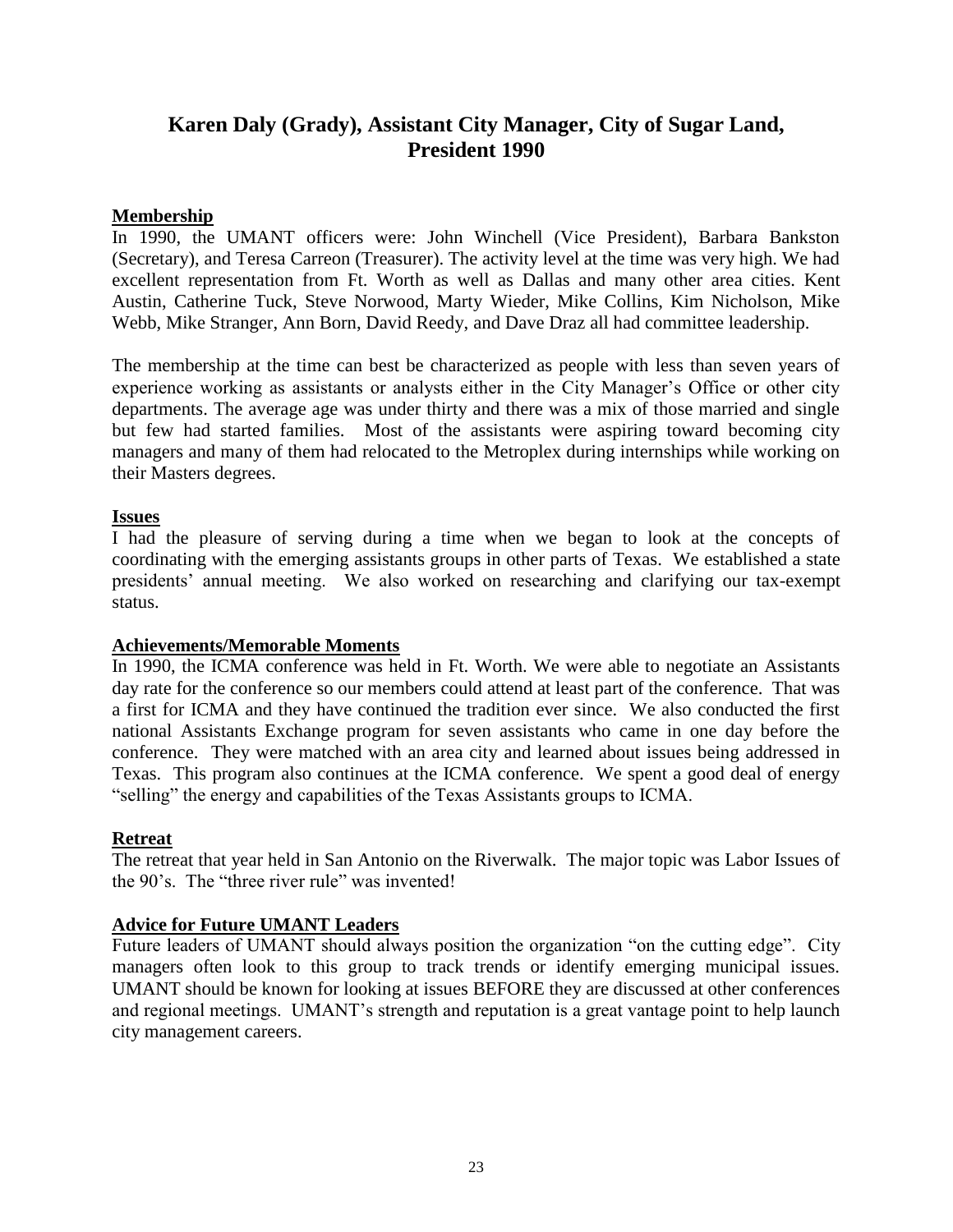# Karen Daly (Grady), Assistant City Manager, City of Sugar Land, President 1990

## Membership

In 1990, the UMANT officers were: John Winchell (Vice President), Barbara Bankston (Secretary), and Teresa Carreon (Treasurer). The activity level at the time was very high. We had excellent representation from Ft. Worth as well as Dallas and many other area cities. Kent Austin, Catherine Tuck, Steve Norwood, Marty Wieder, Mike Collins, Kim Nicholson, Mike Webb, Mike Stranger, Ann Born, David Reedy, and Dave Draz all had committee leadership.

The membership at the time can best be characterized as people with less than seven years of experience working as assistants or analysts either in the City Manager's Office or other city departments. The average age was under thirty and there was a mix of those married and single but few had started families. Most of the assistants were aspiring toward becoming city managers and many of them had relocated to the Metroplex during internships while working on their Masters degrees.

## Issues

I had the pleasure of serving during a time when we began to look at the concepts of coordinating with the emerging assistants groups in other parts of Texas. We established a state presidents' annual meeting. We also worked on researching and clarifying our tax-exempt status.

## Achievements/Memorable Moments

In 1990, the ICMA conference was held in Ft. Worth. We were able to negotiate an Assistants day rate for the conference so our members could attend at least part of the conference. That was a first for ICMA and they have continued the tradition ever since. We also conducted the first national Assistants Exchange program for seven assistants who came in one day before the conference. They were matched with an area city and learned about issues being addressed in Texas. This program also continues at the ICMA conference. We spent a good deal of energy "selling" the energy and capabilities of the Texas Assistants groups to ICMA.

## Retreat

The retreat that year held in San Antonio on the Riverwalk. The major topic was Labor Issues of the 90's. The "three river rule" was invented!

## Advice for Future UMANT Leaders

Future leaders of UMANT should always position the organization "on the cutting edge". City managers often look to this group to track trends or identify emerging municipal issues. UMANT should be known for looking at issues BEFORE they are discussed at other conferences and regional meetings. UMANT's strength and reputation is a great vantage point to help launch city management careers.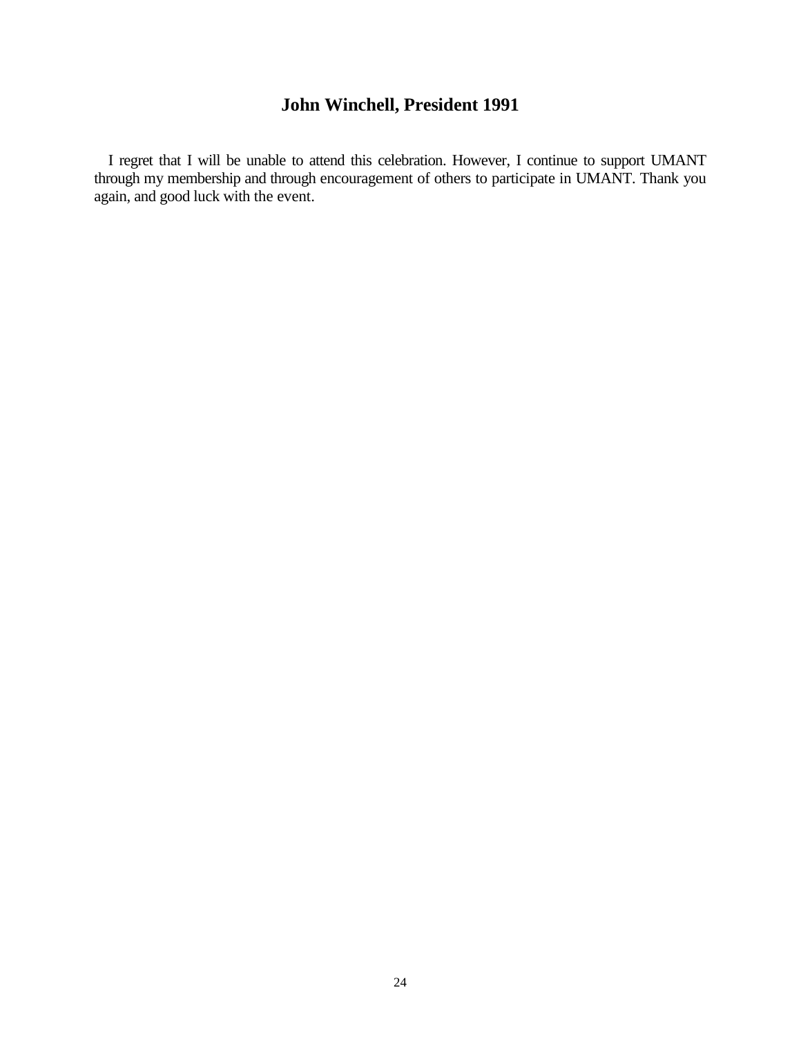## John Winchell, President 1991

I regret that I will be unable to attend this celebration. However, I continue to support UMANT through my membership and through encouragement of others to participate in UMANT. Thank you again, and good luck with the event.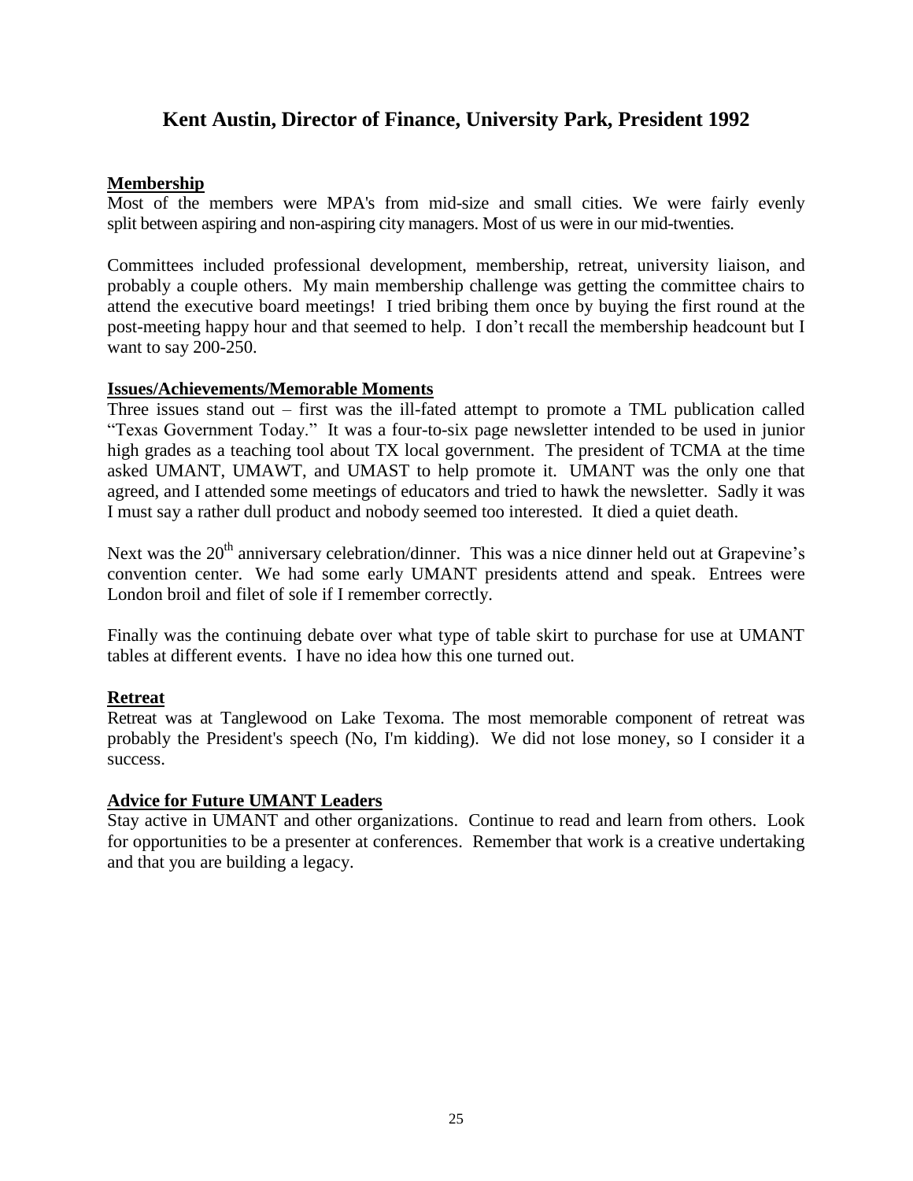## Kent Austin, Director of Finance, University Park, President 1992

**Membership**

Most of the members were MPA's from mid-size and small cities. We were fairly evenly split between aspiring and non-aspiring city managers. Most of us were in our mid-twenties.

Committees included professional development, membership, retreat, university liaison, and probably a couple others. My main membership challenge was getting the committee chairs to attend the executive board meetings! I tried bribing them once by buying the first round at the post-meeting happy hour and that seemed to help. I don't recall the membership headcount but I want to say 200-250.

**Issues/Achievements/Memorable Moments**

Three issues stand out – first was the ill-fated attempt to promote a TML publication called "Texas Government Today." It was a four-to-six page newsletter intended to be used in junior high grades as a teaching tool about TX local government. The president of TCMA at the time asked UMANT, UMAWT, and UMAST to help promote it. UMANT was the only one that agreed, and I attended some meetings of educators and tried to hawk the newsletter. Sadly it was I must say a rather dull product and nobody seemed too interested. It died a quiet death.

Next was the 20th anniversary celebration/dinner. This was a nice dinner held out at Grapevine's convention center. We had some early UMANT presidents attend and speak. Entrees were London broil and filet of sole if I remember correctly.

Finally was the continuing debate over what type of table skirt to purchase for use at UMANT tables at different events. I have no idea how this one turned out.

**Retreat**

Retreat was at Tanglewood on Lake Texoma. The most memorable component of retreat was probably the President's speech (No, I'm kidding). We did not lose money, so I consider it a success.

**Advice for Future UMANT Leaders**

Stay active in UMANT and other organizations. Continue to read and learn from others. Look for opportunities to be a presenter at conferences. Remember that work is a creative undertaking and that you are building a legacy.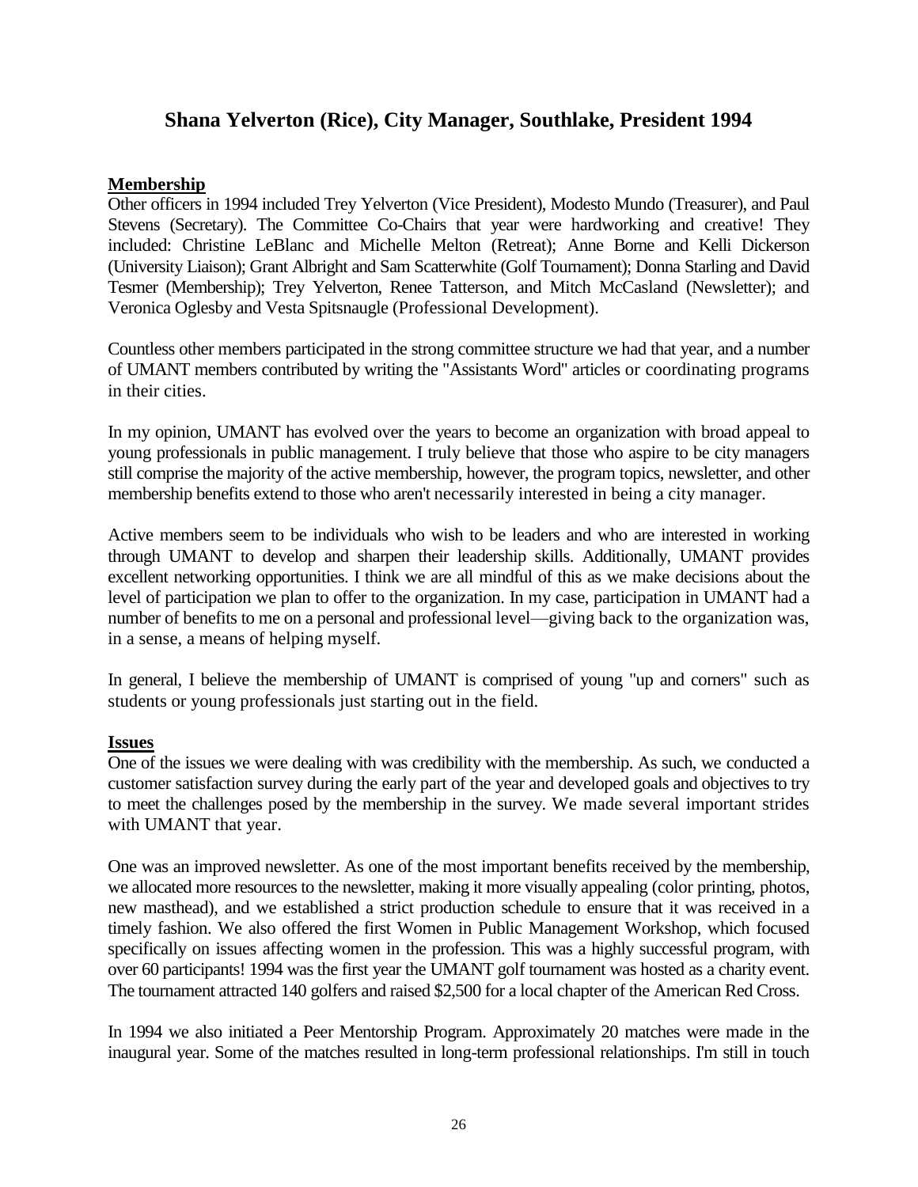## Shana Yelverton (Rice), City Manager, Southlake, President 1994

**Membership**

Other officers in 1994 included Trey Yelverton (Vice President), Modesto Mundo (Treasurer), and Paul Stevens (Secretary). The Committee Co-Chairs that year were hardworking and creative! They included: Christine LeBlanc and Michelle Melton (Retreat); Anne Borne and Kelli Dickerson (University Liaison); Grant Albright and Sam Scatterwhite (Golf Tournament); Donna Starling and David Tesmer (Membership); Trey Yelverton, Renee Tatterson, and Mitch McCasland (Newsletter); and Veronica Oglesby and Vesta Spitsnaugle (Professional Development).

Countless other members participated in the strong committee structure we had that year, and a number of UMANT members contributed by writing the "Assistants Word" articles or coordinating programs in their cities.

In my opinion, UMANT has evolved over the years to become an organization with broad appeal to young professionals in public management. I truly believe that those who aspire to be city managers still comprise the majority of the active membership, however, the program topics, newsletter, and other membership benefits extend to those who aren't necessarily interested in being a city manager.

Active members seem to be individuals who wish to be leaders and who are interested in working through UMANT to develop and sharpen their leadership skills. Additionally, UMANT provides excellent networking opportunities. I think we are all mindful of this as we make decisions about the level of participation we plan to offer to the organization. In my case, participation in UMANT had a number of benefits to me on a personal and professional level—giving back to the organization was, in a sense, a means of helping myself.

In general, I believe the membership of UMANT is comprised of young "up and comers" such as students or young professionals just starting out in the field.

**Issues**

One of the issues we were dealing with was credibility with the membership. As such, we conducted a customer satisfaction survey during the early part of the year and developed goals and objectives to try to meet the challenges posed by the membership in the survey. We made several important strides with UMANT that year.

One was an improved newsletter. As one of the most important benefits received by the membership, we allocated more resources to the newsletter, making it more visually appealing (color printing, photos, new masthead), and we established a strict production schedule to ensure that it was received in a timely fashion. We also offered the first Women in Public Management Workshop, which focused specifically on issues affecting women in the profession. This was a highly successful program, with over 60 participants! 1994 was the first year the UMANT golf tournament was hosted as a charity event. The tournament attracted 140 golfers and raised $2,500 for a local chapter of the American Red Cross.

In 1994 we also initiated a Peer Mentorship Program. Approximately 20 matches were made in the inaugural year. Some of the matches resulted in long-term professional relationships. I'm still in touch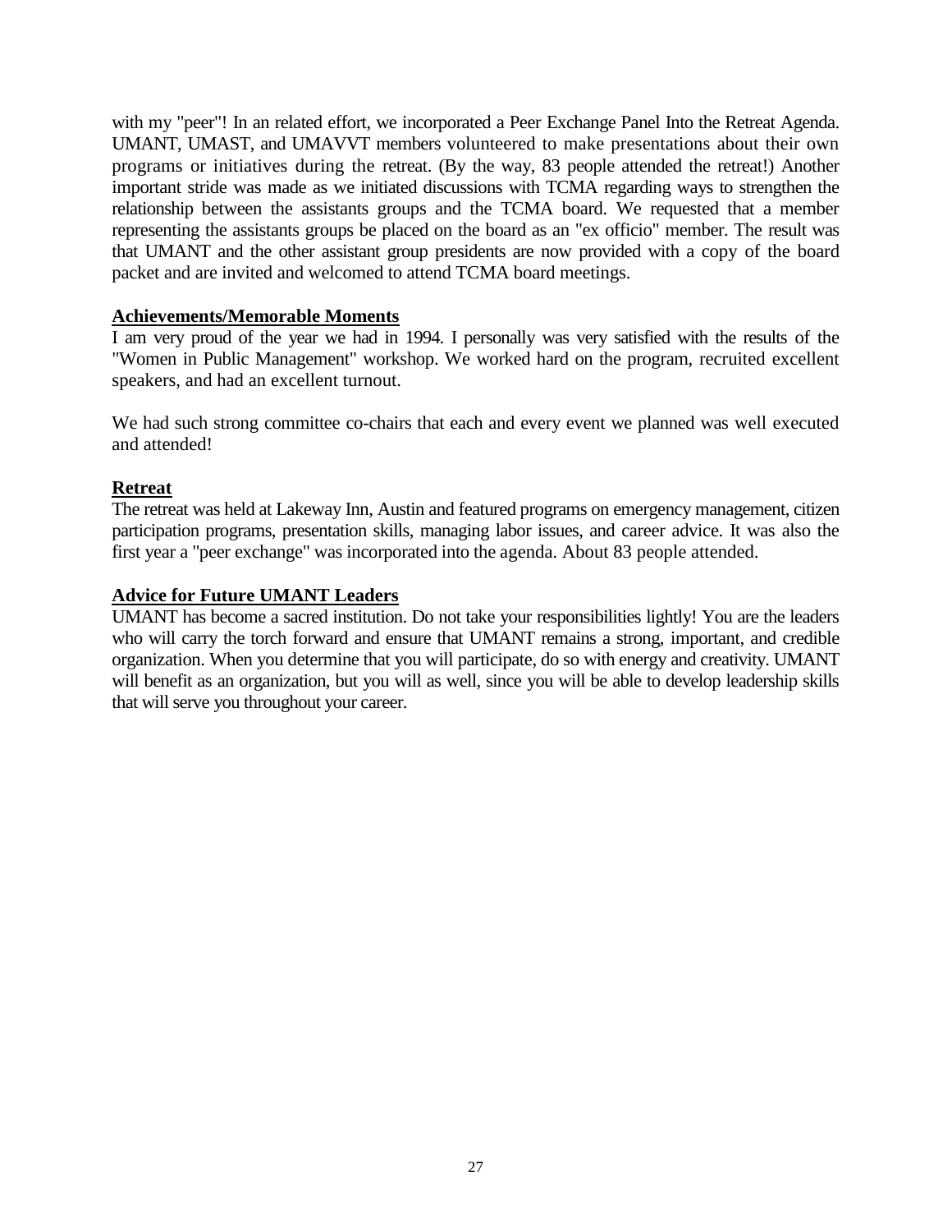with my "peer"! In an related effort, we incorporated a Peer Exchange Panel Into the Retreat Agenda. UMANT, UMAST, and UMAVVT members volunteered to make presentations about their own programs or initiatives during the retreat. (By the way, 83 people attended the retreat!) Another important stride was made as we initiated discussions with TCMA regarding ways to strengthen the relationship between the assistants groups and the TCMA board. We requested that a member representing the assistants groups be placed on the board as an "ex officio" member. The result was that UMANT and the other assistant group presidents are now provided with a copy of the board packet and are invited and welcomed to attend TCMA board meetings.

**Achievements/Memorable Moments**

I am very proud of the year we had in 1994. I personally was very satisfied with the results of the "Women in Public Management" workshop. We worked hard on the program, recruited excellent speakers, and had an excellent turnout.

We had such strong committee co-chairs that each and every event we planned was well executed and attended!

**Retreat**

The retreat was held at Lakeway Inn, Austin and featured programs on emergency management, citizen participation programs, presentation skills, managing labor issues, and career advice. It was also the first year a "peer exchange" was incorporated into the agenda. About 83 people attended.

**Advice for Future UMANT Leaders**

UMANT has become a sacred institution. Do not take your responsibilities lightly! You are the leaders who will carry the torch forward and ensure that UMANT remains a strong, important, and credible organization. When you determine that you will participate, do so with energy and creativity. UMANT will benefit as an organization, but you will as well, since you will be able to develop leadership skills that will serve you throughout your career.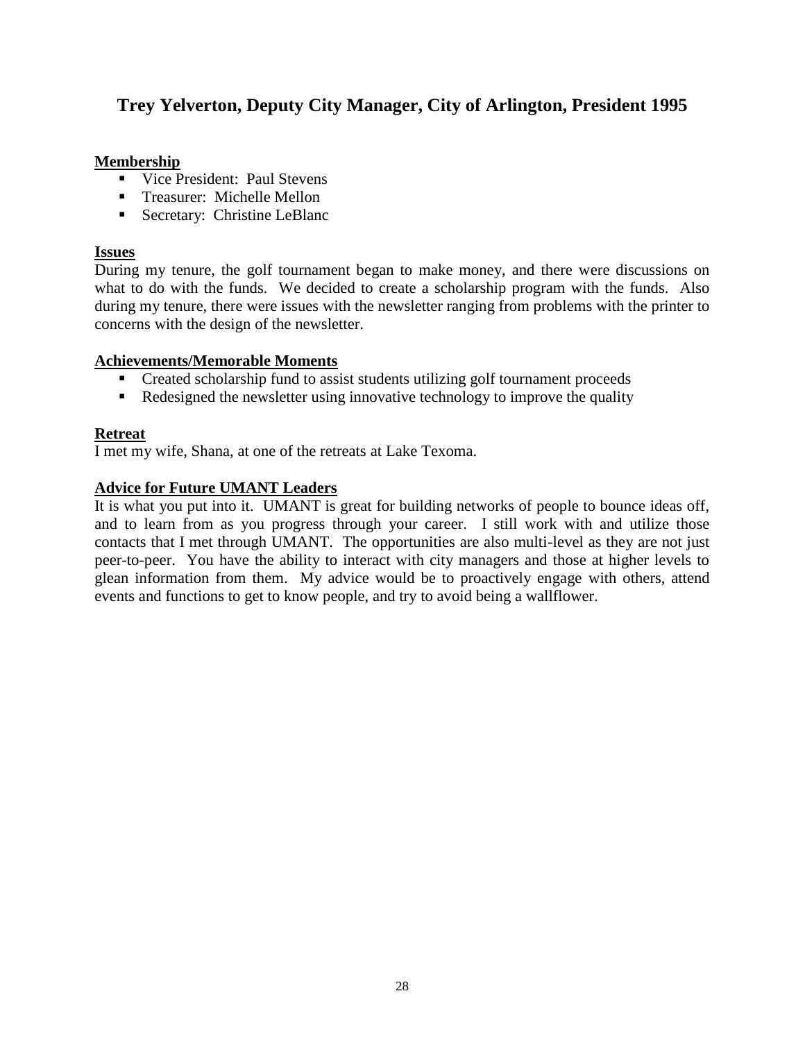## Trey Yelverton, Deputy City Manager, City of Arlington, President 1995

**Membership**

- Vice President: Paul Stevens
- Treasurer: Michelle Mellon
- Secretary: Christine LeBlanc

**Issues**

During my tenure, the golf tournament began to make money, and there were discussions on what to do with the funds. We decided to create a scholarship program with the funds. Also during my tenure, there were issues with the newsletter ranging from problems with the printer to concerns with the design of the newsletter.

**Achievements/Memorable Moments**

- Created scholarship fund to assist students utilizing golf tournament proceeds
- Redesigned the newsletter using innovative technology to improve the quality

**Retreat**

I met my wife, Shana, at one of the retreats at Lake Texoma.

**Advice for Future UMANT Leaders**

It is what you put into it. UMANT is great for building networks of people to bounce ideas off, and to learn from as you progress through your career. I still work with and utilize those contacts that I met through UMANT. The opportunities are also multi-level as they are not just peer-to-peer. You have the ability to interact with city managers and those at higher levels to glean information from them. My advice would be to proactively engage with others, attend events and functions to get to know people, and try to avoid being a wallflower.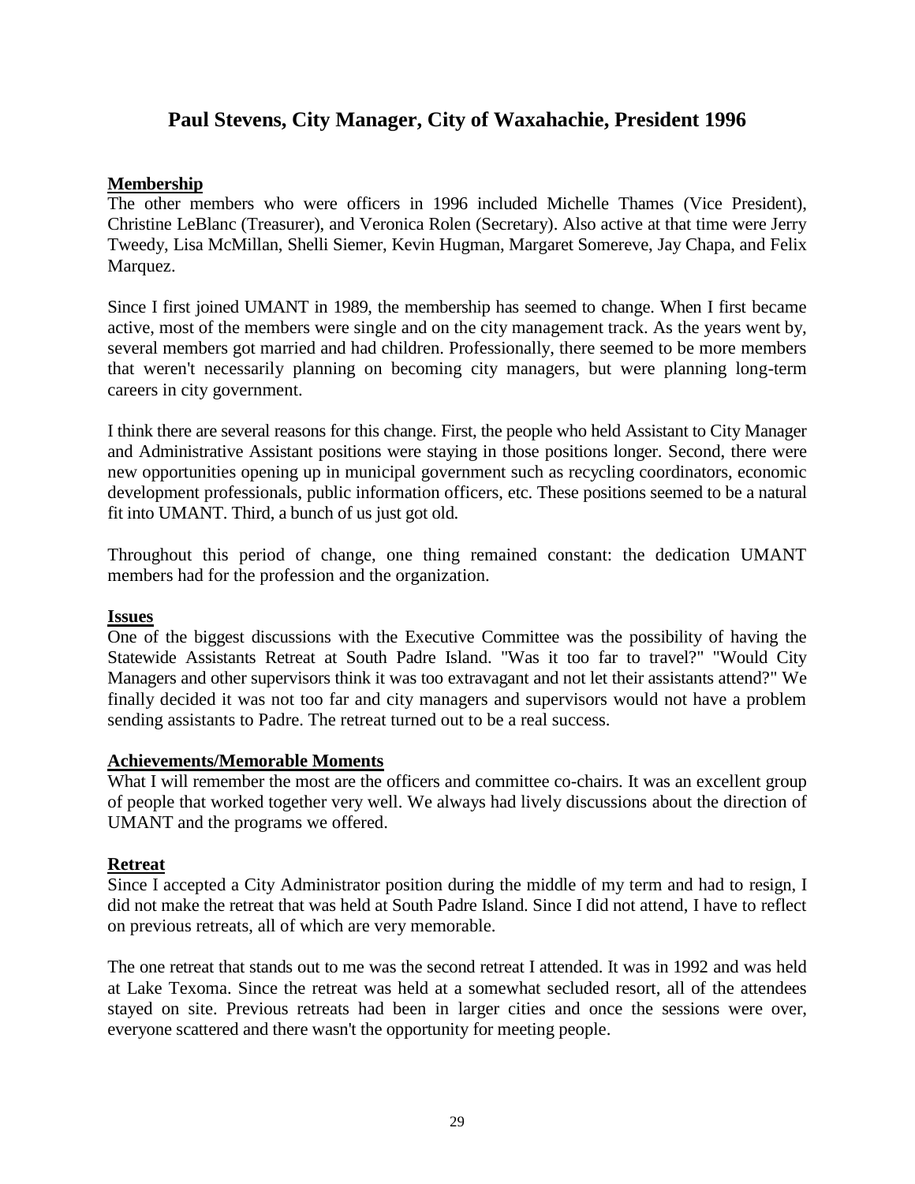## Paul Stevens, City Manager, City of Waxahachie, President 1996

**Membership**

The other members who were officers in 1996 included Michelle Thames (Vice President), Christine LeBlanc (Treasurer), and Veronica Rolen (Secretary). Also active at that time were Jerry Tweedy, Lisa McMillan, Shelli Siemer, Kevin Hugman, Margaret Somereve, Jay Chapa, and Felix Marquez.

Since I first joined UMANT in 1989, the membership has seemed to change. When I first became active, most of the members were single and on the city management track. As the years went by, several members got married and had children. Professionally, there seemed to be more members that weren't necessarily planning on becoming city managers, but were planning long-term careers in city government.

I think there are several reasons for this change. First, the people who held Assistant to City Manager and Administrative Assistant positions were staying in those positions longer. Second, there were new opportunities opening up in municipal government such as recycling coordinators, economic development professionals, public information officers, etc. These positions seemed to be a natural fit into UMANT. Third, a bunch of us just got old.

Throughout this period of change, one thing remained constant: the dedication UMANT members had for the profession and the organization.

**Issues**

One of the biggest discussions with the Executive Committee was the possibility of having the Statewide Assistants Retreat at South Padre Island. "Was it too far to travel?" "Would City Managers and other supervisors think it was too extravagant and not let their assistants attend?" We finally decided it was not too far and city managers and supervisors would not have a problem sending assistants to Padre. The retreat turned out to be a real success.

**Achievements/Memorable Moments**

What I will remember the most are the officers and committee co-chairs. It was an excellent group of people that worked together very well. We always had lively discussions about the direction of UMANT and the programs we offered.

**Retreat**

Since I accepted a City Administrator position during the middle of my term and had to resign, I did not make the retreat that was held at South Padre Island. Since I did not attend, I have to reflect on previous retreats, all of which are very memorable.

The one retreat that stands out to me was the second retreat I attended. It was in 1992 and was held at Lake Texoma. Since the retreat was held at a somewhat secluded resort, all of the attendees stayed on site. Previous retreats had been in larger cities and once the sessions were over, everyone scattered and there wasn't the opportunity for meeting people.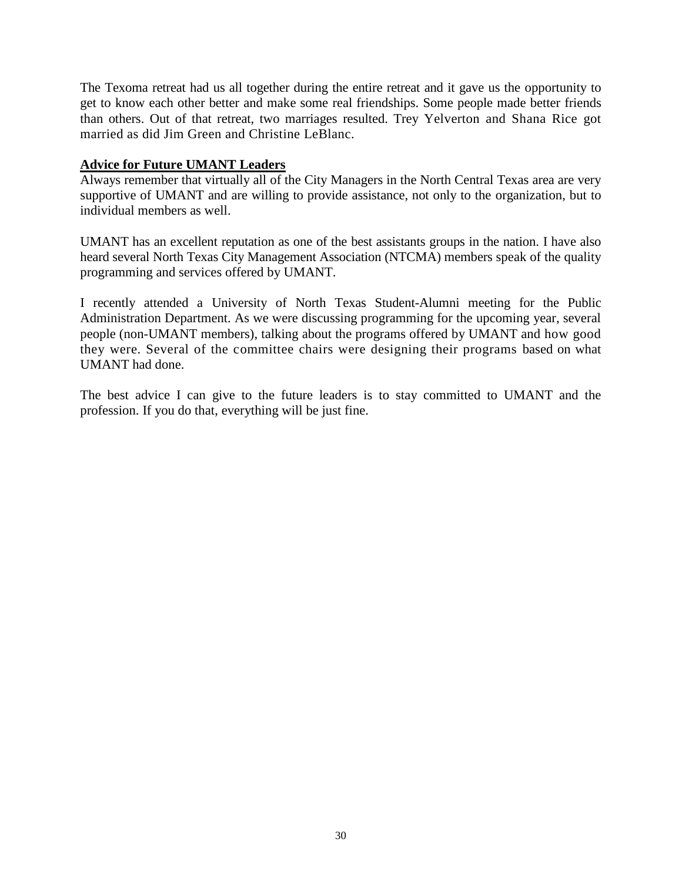The Texoma retreat had us all together during the entire retreat and it gave us the opportunity to get to know each other better and make some real friendships. Some people made better friends than others. Out of that retreat, two marriages resulted. Trey Yelverton and Shana Rice got married as did Jim Green and Christine LeBlanc.

**Advice for Future UMANT Leaders**

Always remember that virtually all of the City Managers in the North Central Texas area are very supportive of UMANT and are willing to provide assistance, not only to the organization, but to individual members as well.

UMANT has an excellent reputation as one of the best assistants groups in the nation. I have also heard several North Texas City Management Association (NTCMA) members speak of the quality programming and services offered by UMANT.

I recently attended a University of North Texas Student-Alumni meeting for the Public Administration Department. As we were discussing programming for the upcoming year, several people (non-UMANT members), talking about the programs offered by UMANT and how good they were. Several of the committee chairs were designing their programs based on what UMANT had done.

The best advice I can give to the future leaders is to stay committed to UMANT and the profession. If you do that, everything will be just fine.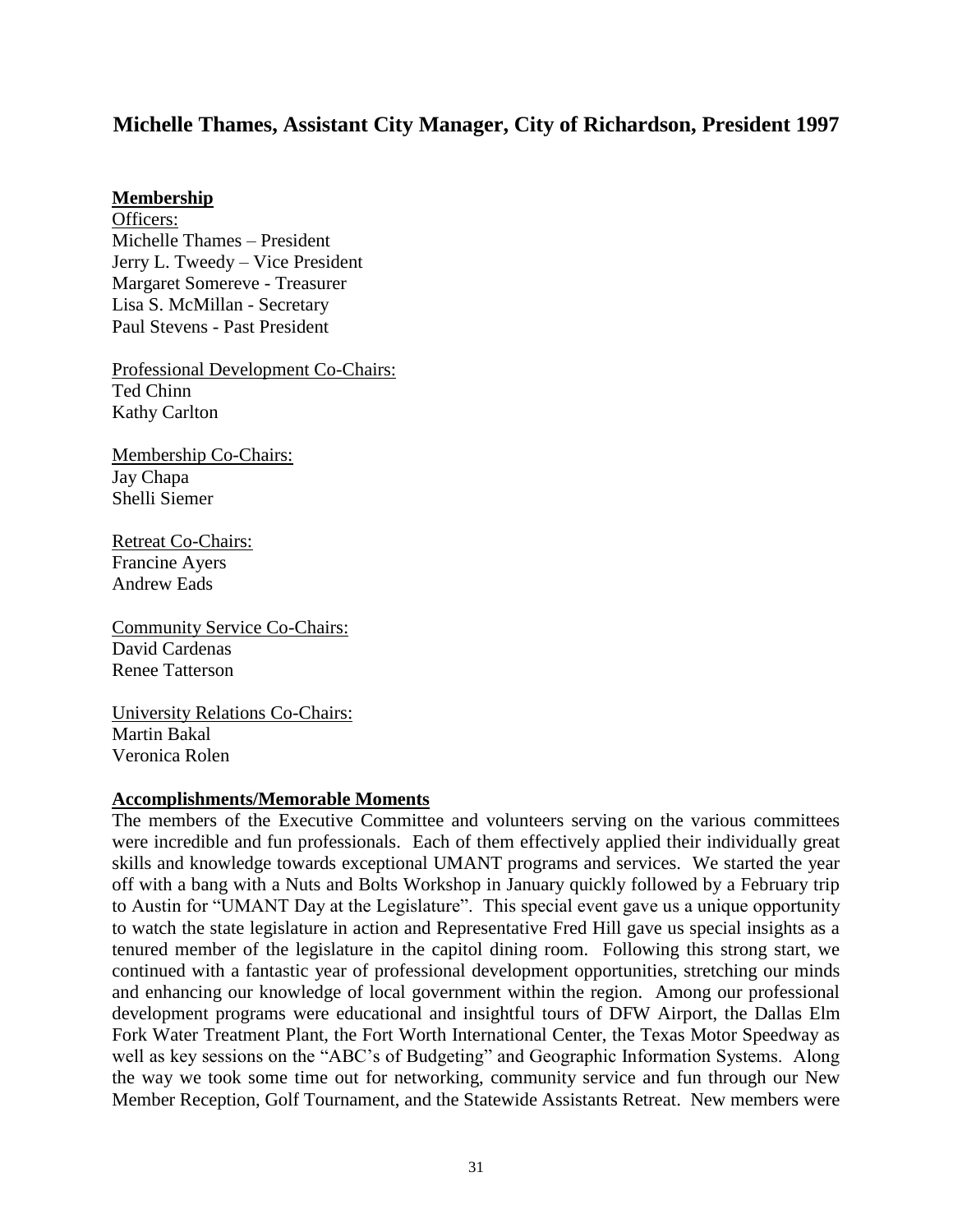## Michelle Thames, Assistant City Manager, City of Richardson, President 1997

**Membership**

Officers:
Michelle Thames – President
Jerry L. Tweedy – Vice President
Margaret Somereve - Treasurer
Lisa S. McMillan - Secretary
Paul Stevens - Past President

Professional Development Co-Chairs:
Ted Chinn
Kathy Carlton

Membership Co-Chairs:
Jay Chapa
Shelli Siemer

Retreat Co-Chairs:
Francine Ayers
Andrew Eads

Community Service Co-Chairs:
David Cardenas
Renee Tatterson

University Relations Co-Chairs:
Martin Bakal
Veronica Rolen

**Accomplishments/Memorable Moments**

The members of the Executive Committee and volunteers serving on the various committees were incredible and fun professionals. Each of them effectively applied their individually great skills and knowledge towards exceptional UMANT programs and services. We started the year off with a bang with a Nuts and Bolts Workshop in January quickly followed by a February trip to Austin for "UMANT Day at the Legislature". This special event gave us a unique opportunity to watch the state legislature in action and Representative Fred Hill gave us special insights as a tenured member of the legislature in the capitol dining room. Following this strong start, we continued with a fantastic year of professional development opportunities, stretching our minds and enhancing our knowledge of local government within the region. Among our professional development programs were educational and insightful tours of DFW Airport, the Dallas Elm Fork Water Treatment Plant, the Fort Worth International Center, the Texas Motor Speedway as well as key sessions on the "ABC's of Budgeting" and Geographic Information Systems. Along the way we took some time out for networking, community service and fun through our New Member Reception, Golf Tournament, and the Statewide Assistants Retreat. New members were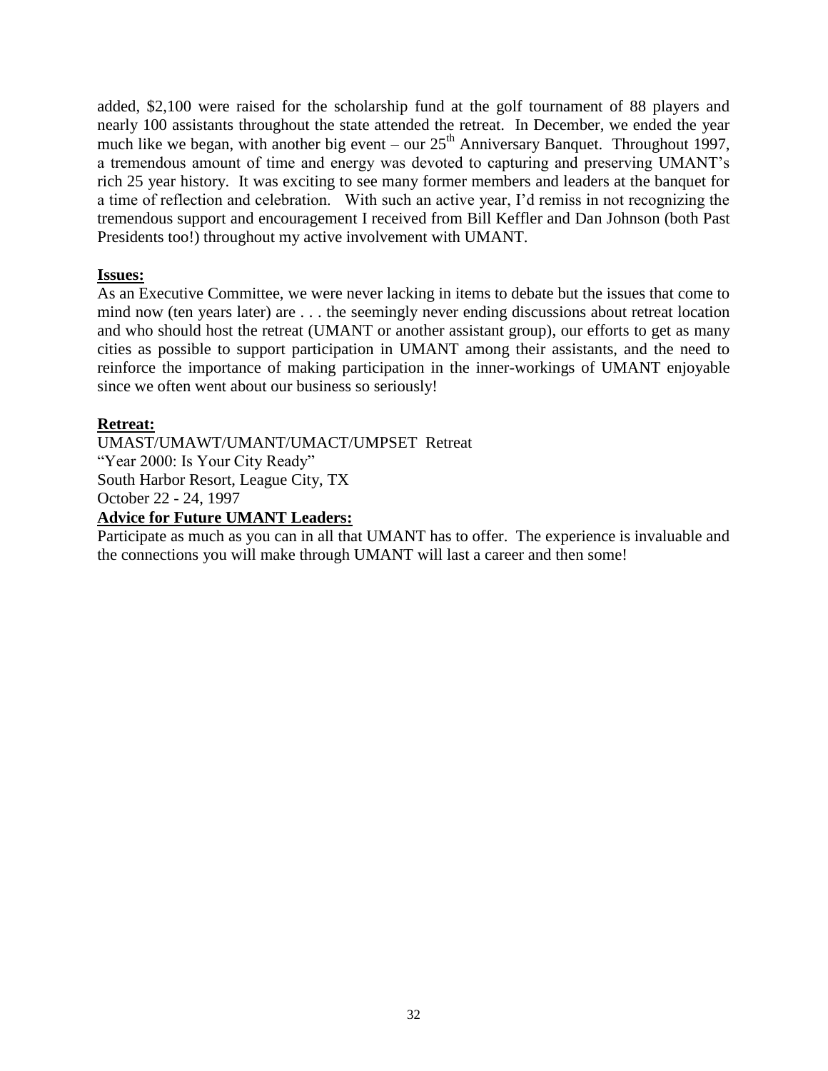added, $2,100 were raised for the scholarship fund at the golf tournament of 88 players and nearly 100 assistants throughout the state attended the retreat. In December, we ended the year much like we began, with another big event – our 25th Anniversary Banquet. Throughout 1997, a tremendous amount of time and energy was devoted to capturing and preserving UMANT's rich 25 year history. It was exciting to see many former members and leaders at the banquet for a time of reflection and celebration. With such an active year, I'd remiss in not recognizing the tremendous support and encouragement I received from Bill Keffler and Dan Johnson (both Past Presidents too!) throughout my active involvement with UMANT.

**Issues:**

As an Executive Committee, we were never lacking in items to debate but the issues that come to mind now (ten years later) are . . . the seemingly never ending discussions about retreat location and who should host the retreat (UMANT or another assistant group), our efforts to get as many cities as possible to support participation in UMANT among their assistants, and the need to reinforce the importance of making participation in the inner-workings of UMANT enjoyable since we often went about our business so seriously!

**Retreat:**

UMAST/UMAWT/UMANT/UMACT/UMPSET Retreat
"Year 2000: Is Your City Ready"
South Harbor Resort, League City, TX
October 22 - 24, 1997

**Advice for Future UMANT Leaders:**

Participate as much as you can in all that UMANT has to offer. The experience is invaluable and the connections you will make through UMANT will last a career and then some!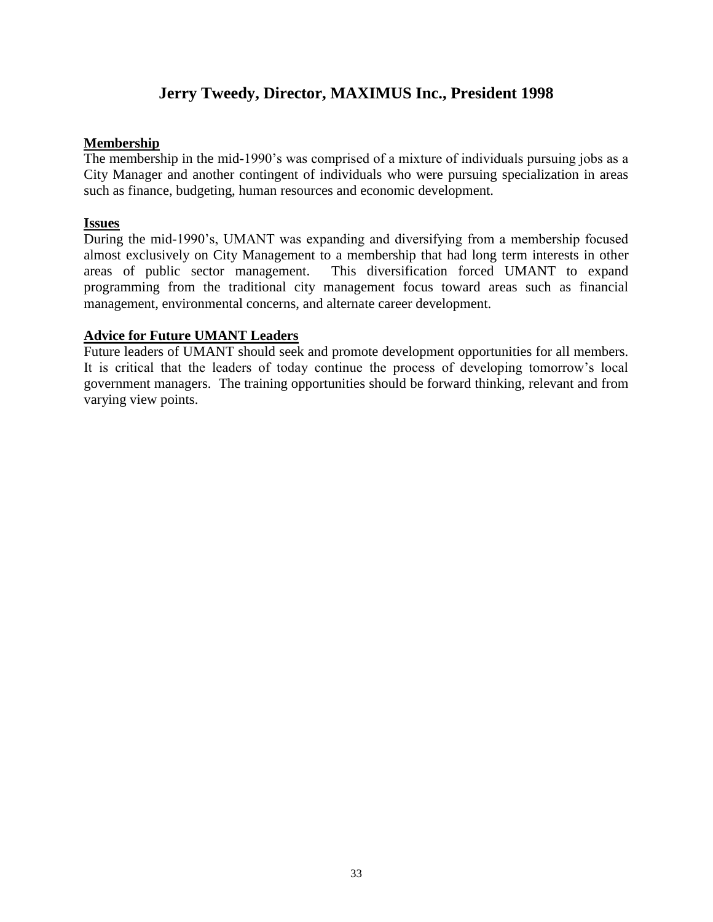## Jerry Tweedy, Director, MAXIMUS Inc., President 1998

**Membership**

The membership in the mid-1990's was comprised of a mixture of individuals pursuing jobs as a City Manager and another contingent of individuals who were pursuing specialization in areas such as finance, budgeting, human resources and economic development.

**Issues**

During the mid-1990's, UMANT was expanding and diversifying from a membership focused almost exclusively on City Management to a membership that had long term interests in other areas of public sector management. This diversification forced UMANT to expand programming from the traditional city management focus toward areas such as financial management, environmental concerns, and alternate career development.

**Advice for Future UMANT Leaders**

Future leaders of UMANT should seek and promote development opportunities for all members. It is critical that the leaders of today continue the process of developing tomorrow's local government managers. The training opportunities should be forward thinking, relevant and from varying view points.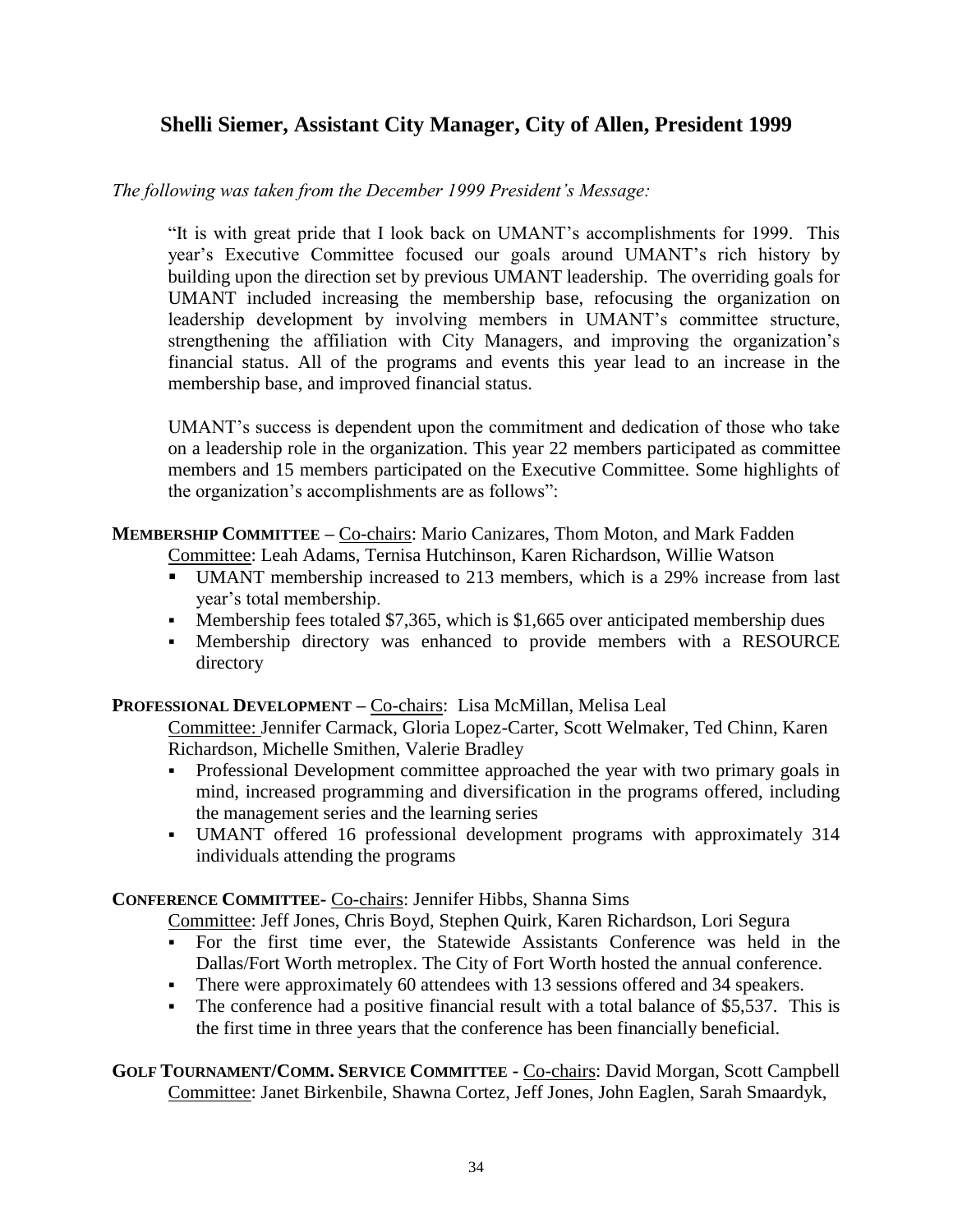## Shelli Siemer, Assistant City Manager, City of Allen, President 1999

*The following was taken from the December 1999 President's Message:*

> "It is with great pride that I look back on UMANT's accomplishments for 1999. This year's Executive Committee focused our goals around UMANT's rich history by building upon the direction set by previous UMANT leadership. The overriding goals for UMANT included increasing the membership base, refocusing the organization on leadership development by involving members in UMANT's committee structure, strengthening the affiliation with City Managers, and improving the organization's financial status. All of the programs and events this year lead to an increase in the membership base, and improved financial status.
>
> UMANT's success is dependent upon the commitment and dedication of those who take on a leadership role in the organization. This year 22 members participated as committee members and 15 members participated on the Executive Committee. Some highlights of the organization's accomplishments are as follows":

**MEMBERSHIP COMMITTEE –** Co-chairs: Mario Canizares, Thom Moton, and Mark Fadden
Committee: Leah Adams, Ternisa Hutchinson, Karen Richardson, Willie Watson

- UMANT membership increased to 213 members, which is a 29% increase from last year's total membership.
- Membership fees totaled $7,365, which is $1,665 over anticipated membership dues
- Membership directory was enhanced to provide members with a RESOURCE directory

**PROFESSIONAL DEVELOPMENT –** Co-chairs: Lisa McMillan, Melisa Leal
Committee: Jennifer Carmack, Gloria Lopez-Carter, Scott Welmaker, Ted Chinn, Karen Richardson, Michelle Smithen, Valerie Bradley

- Professional Development committee approached the year with two primary goals in mind, increased programming and diversification in the programs offered, including the management series and the learning series
- UMANT offered 16 professional development programs with approximately 314 individuals attending the programs

**CONFERENCE COMMITTEE-** Co-chairs: Jennifer Hibbs, Shanna Sims
Committee: Jeff Jones, Chris Boyd, Stephen Quirk, Karen Richardson, Lori Segura

- For the first time ever, the Statewide Assistants Conference was held in the Dallas/Fort Worth metroplex. The City of Fort Worth hosted the annual conference.
- There were approximately 60 attendees with 13 sessions offered and 34 speakers.
- The conference had a positive financial result with a total balance of $5,537. This is the first time in three years that the conference has been financially beneficial.

**GOLF TOURNAMENT/COMM. SERVICE COMMITTEE -** Co-chairs: David Morgan, Scott Campbell
Committee: Janet Birkenbile, Shawna Cortez, Jeff Jones, John Eaglen, Sarah Smaardyk,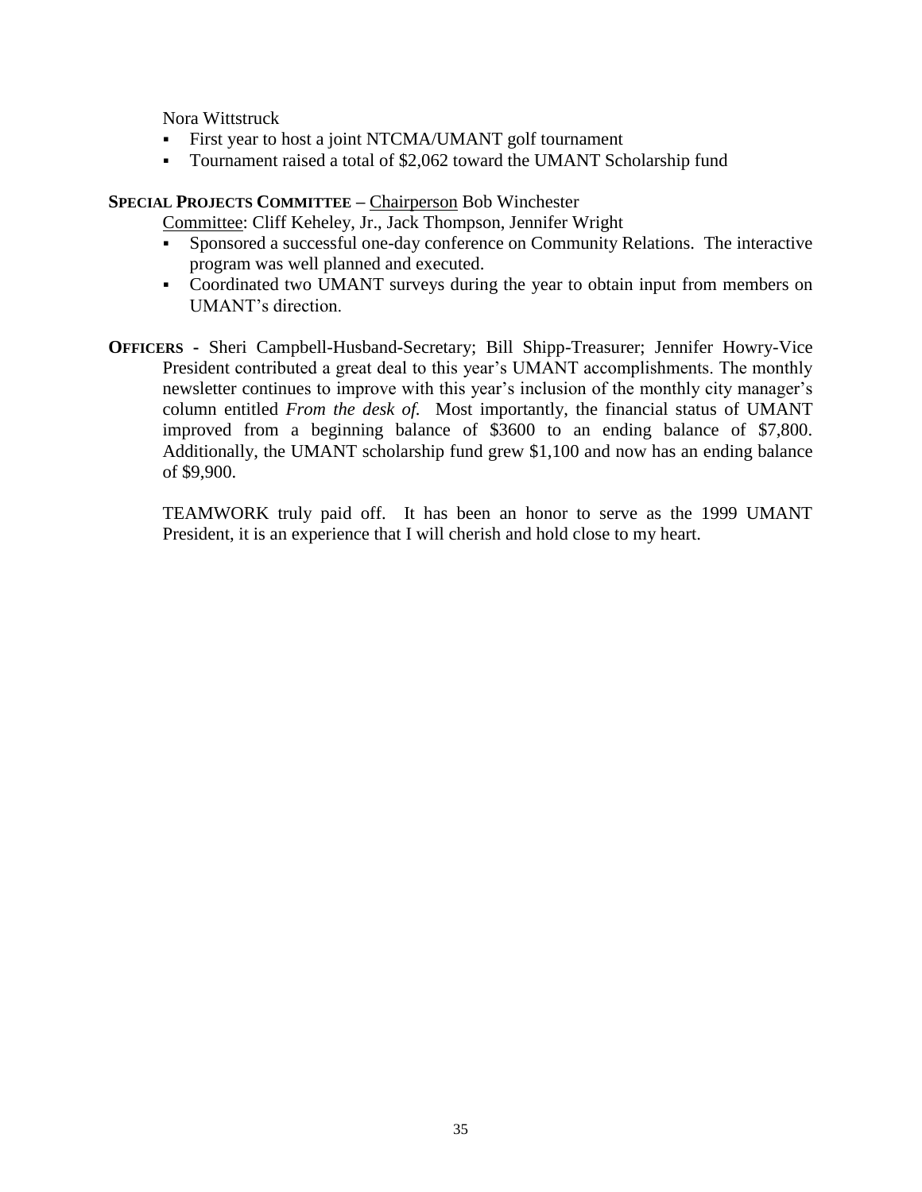Nora Wittstruck

- First year to host a joint NTCMA/UMANT golf tournament
- Tournament raised a total of $2,062 toward the UMANT Scholarship fund

**SPECIAL PROJECTS COMMITTEE –** Chairperson Bob Winchester

Committee: Cliff Keheley, Jr., Jack Thompson, Jennifer Wright

- Sponsored a successful one-day conference on Community Relations. The interactive program was well planned and executed.
- Coordinated two UMANT surveys during the year to obtain input from members on UMANT's direction.

**OFFICERS -** Sheri Campbell-Husband-Secretary; Bill Shipp-Treasurer; Jennifer Howry-Vice President contributed a great deal to this year's UMANT accomplishments. The monthly newsletter continues to improve with this year's inclusion of the monthly city manager's column entitled *From the desk of.* Most importantly, the financial status of UMANT improved from a beginning balance of $3600 to an ending balance of $7,800. Additionally, the UMANT scholarship fund grew $1,100 and now has an ending balance of $9,900.

TEAMWORK truly paid off. It has been an honor to serve as the 1999 UMANT President, it is an experience that I will cherish and hold close to my heart.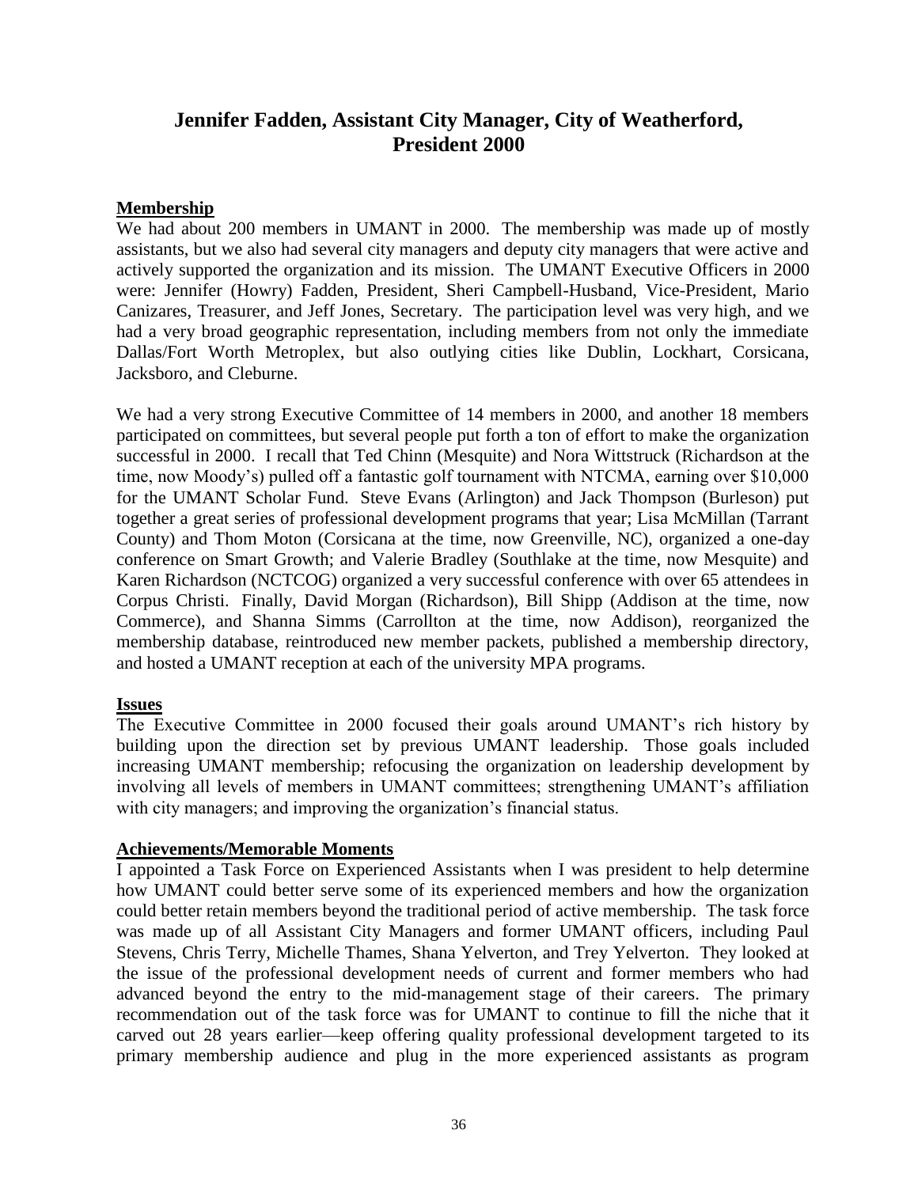## Jennifer Fadden, Assistant City Manager, City of Weatherford, President 2000

### Membership

We had about 200 members in UMANT in 2000. The membership was made up of mostly assistants, but we also had several city managers and deputy city managers that were active and actively supported the organization and its mission. The UMANT Executive Officers in 2000 were: Jennifer (Howry) Fadden, President, Sheri Campbell-Husband, Vice-President, Mario Canizares, Treasurer, and Jeff Jones, Secretary. The participation level was very high, and we had a very broad geographic representation, including members from not only the immediate Dallas/Fort Worth Metroplex, but also outlying cities like Dublin, Lockhart, Corsicana, Jacksboro, and Cleburne.

We had a very strong Executive Committee of 14 members in 2000, and another 18 members participated on committees, but several people put forth a ton of effort to make the organization successful in 2000. I recall that Ted Chinn (Mesquite) and Nora Wittstruck (Richardson at the time, now Moody's) pulled off a fantastic golf tournament with NTCMA, earning over $10,000 for the UMANT Scholar Fund. Steve Evans (Arlington) and Jack Thompson (Burleson) put together a great series of professional development programs that year; Lisa McMillan (Tarrant County) and Thom Moton (Corsicana at the time, now Greenville, NC), organized a one-day conference on Smart Growth; and Valerie Bradley (Southlake at the time, now Mesquite) and Karen Richardson (NCTCOG) organized a very successful conference with over 65 attendees in Corpus Christi. Finally, David Morgan (Richardson), Bill Shipp (Addison at the time, now Commerce), and Shanna Simms (Carrollton at the time, now Addison), reorganized the membership database, reintroduced new member packets, published a membership directory, and hosted a UMANT reception at each of the university MPA programs.

### Issues

The Executive Committee in 2000 focused their goals around UMANT's rich history by building upon the direction set by previous UMANT leadership. Those goals included increasing UMANT membership; refocusing the organization on leadership development by involving all levels of members in UMANT committees; strengthening UMANT's affiliation with city managers; and improving the organization's financial status.

### Achievements/Memorable Moments

I appointed a Task Force on Experienced Assistants when I was president to help determine how UMANT could better serve some of its experienced members and how the organization could better retain members beyond the traditional period of active membership. The task force was made up of all Assistant City Managers and former UMANT officers, including Paul Stevens, Chris Terry, Michelle Thames, Shana Yelverton, and Trey Yelverton. They looked at the issue of the professional development needs of current and former members who had advanced beyond the entry to the mid-management stage of their careers. The primary recommendation out of the task force was for UMANT to continue to fill the niche that it carved out 28 years earlier—keep offering quality professional development targeted to its primary membership audience and plug in the more experienced assistants as program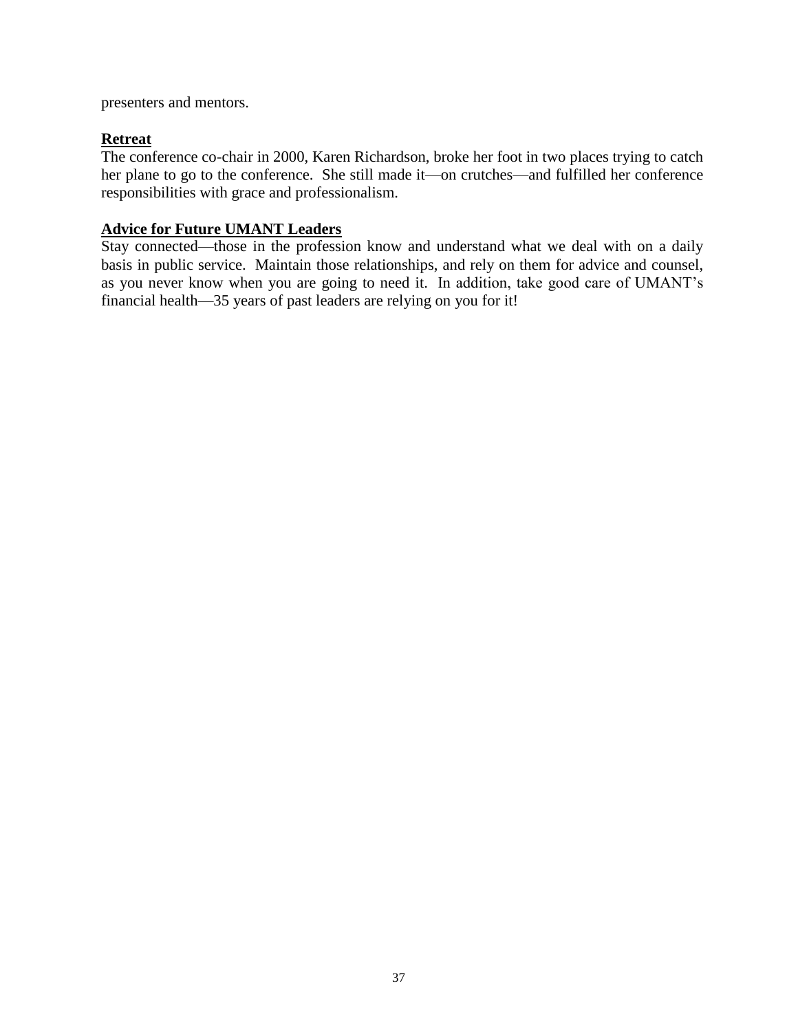presenters and mentors.

**Retreat**

The conference co-chair in 2000, Karen Richardson, broke her foot in two places trying to catch her plane to go to the conference. She still made it—on crutches—and fulfilled her conference responsibilities with grace and professionalism.

**Advice for Future UMANT Leaders**

Stay connected—those in the profession know and understand what we deal with on a daily basis in public service. Maintain those relationships, and rely on them for advice and counsel, as you never know when you are going to need it. In addition, take good care of UMANT's financial health—35 years of past leaders are relying on you for it!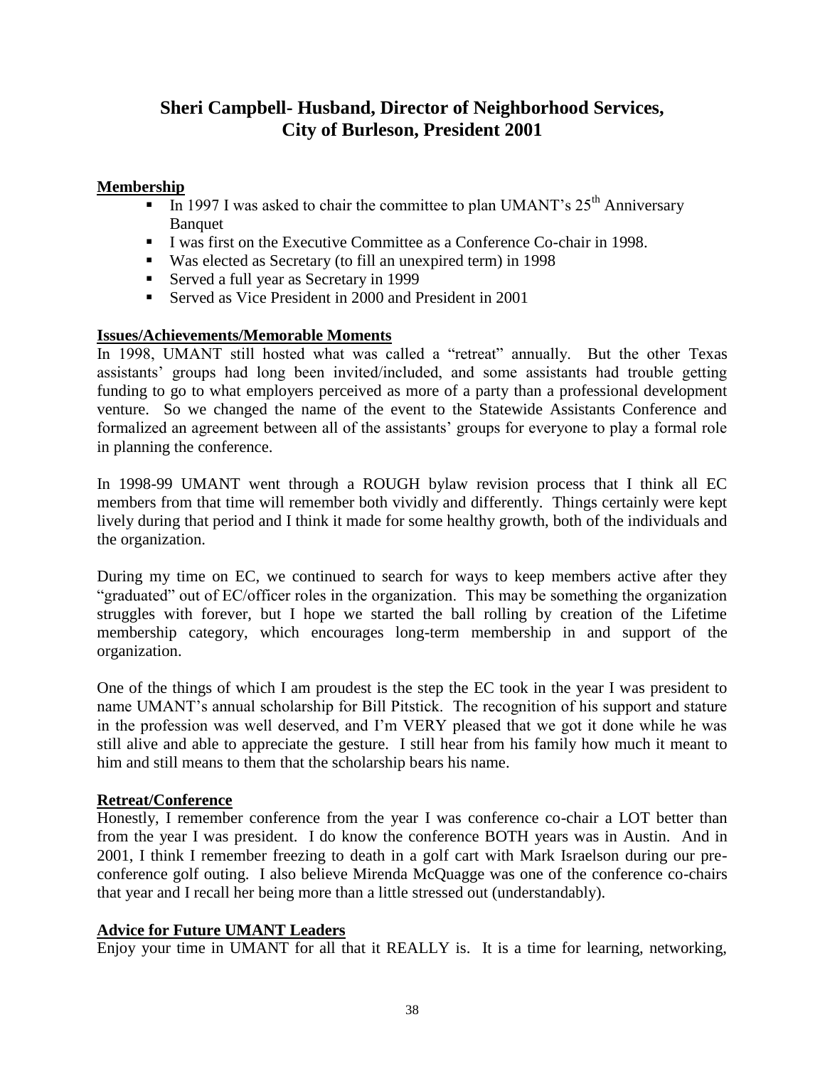## Sheri Campbell- Husband, Director of Neighborhood Services, City of Burleson, President 2001

**Membership**

- In 1997 I was asked to chair the committee to plan UMANT's 25th Anniversary Banquet
- I was first on the Executive Committee as a Conference Co-chair in 1998.
- Was elected as Secretary (to fill an unexpired term) in 1998
- Served a full year as Secretary in 1999
- Served as Vice President in 2000 and President in 2001

**Issues/Achievements/Memorable Moments**

In 1998, UMANT still hosted what was called a "retreat" annually. But the other Texas assistants' groups had long been invited/included, and some assistants had trouble getting funding to go to what employers perceived as more of a party than a professional development venture. So we changed the name of the event to the Statewide Assistants Conference and formalized an agreement between all of the assistants' groups for everyone to play a formal role in planning the conference.

In 1998-99 UMANT went through a ROUGH bylaw revision process that I think all EC members from that time will remember both vividly and differently. Things certainly were kept lively during that period and I think it made for some healthy growth, both of the individuals and the organization.

During my time on EC, we continued to search for ways to keep members active after they "graduated" out of EC/officer roles in the organization. This may be something the organization struggles with forever, but I hope we started the ball rolling by creation of the Lifetime membership category, which encourages long-term membership in and support of the organization.

One of the things of which I am proudest is the step the EC took in the year I was president to name UMANT's annual scholarship for Bill Pitstick. The recognition of his support and stature in the profession was well deserved, and I'm VERY pleased that we got it done while he was still alive and able to appreciate the gesture. I still hear from his family how much it meant to him and still means to them that the scholarship bears his name.

**Retreat/Conference**

Honestly, I remember conference from the year I was conference co-chair a LOT better than from the year I was president. I do know the conference BOTH years was in Austin. And in 2001, I think I remember freezing to death in a golf cart with Mark Israelson during our pre-conference golf outing. I also believe Mirenda McQuagge was one of the conference co-chairs that year and I recall her being more than a little stressed out (understandably).

**Advice for Future UMANT Leaders**

Enjoy your time in UMANT for all that it REALLY is. It is a time for learning, networking,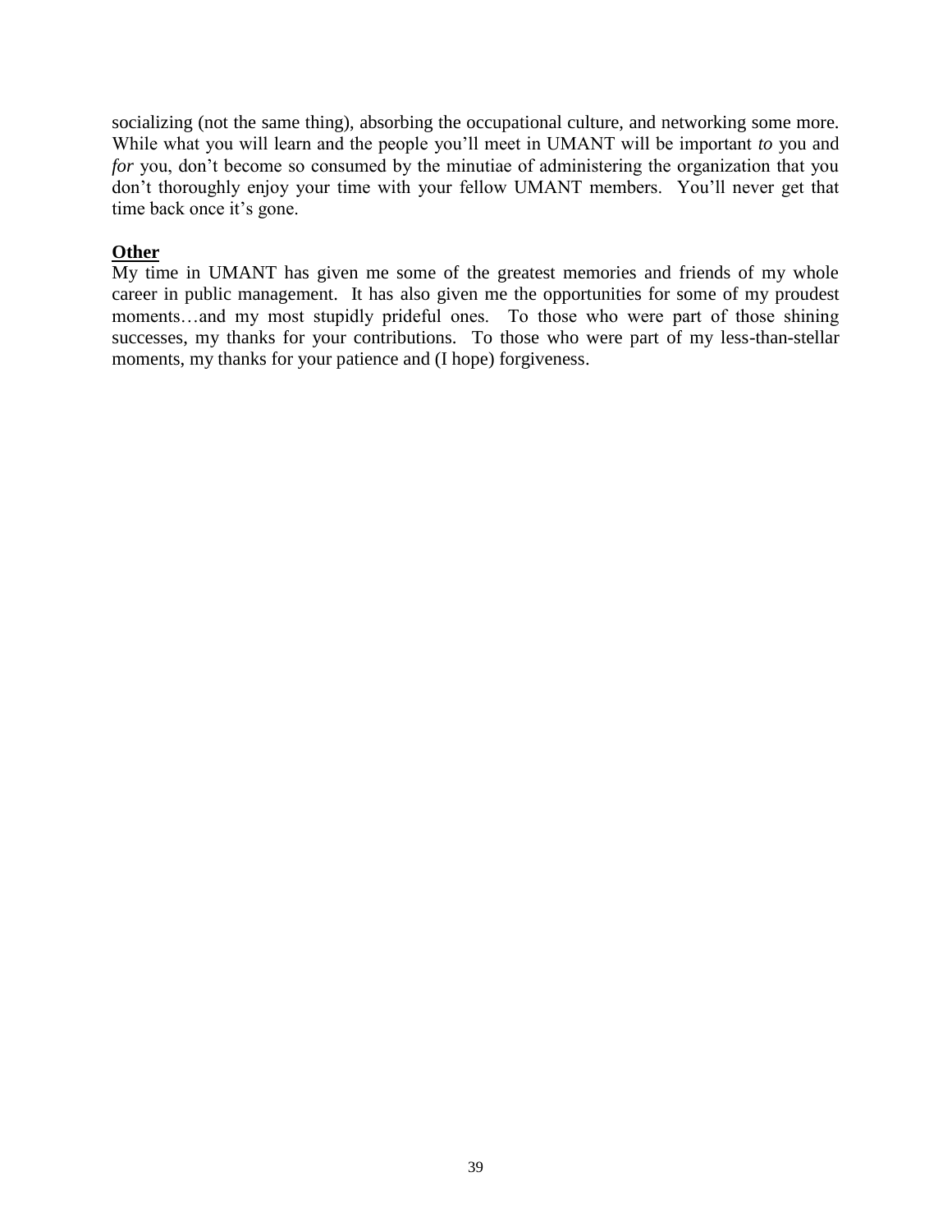socializing (not the same thing), absorbing the occupational culture, and networking some more. While what you will learn and the people you'll meet in UMANT will be important *to* you and *for* you, don't become so consumed by the minutiae of administering the organization that you don't thoroughly enjoy your time with your fellow UMANT members. You'll never get that time back once it's gone.

**Other**

My time in UMANT has given me some of the greatest memories and friends of my whole career in public management. It has also given me the opportunities for some of my proudest moments…and my most stupidly prideful ones. To those who were part of those shining successes, my thanks for your contributions. To those who were part of my less-than-stellar moments, my thanks for your patience and (I hope) forgiveness.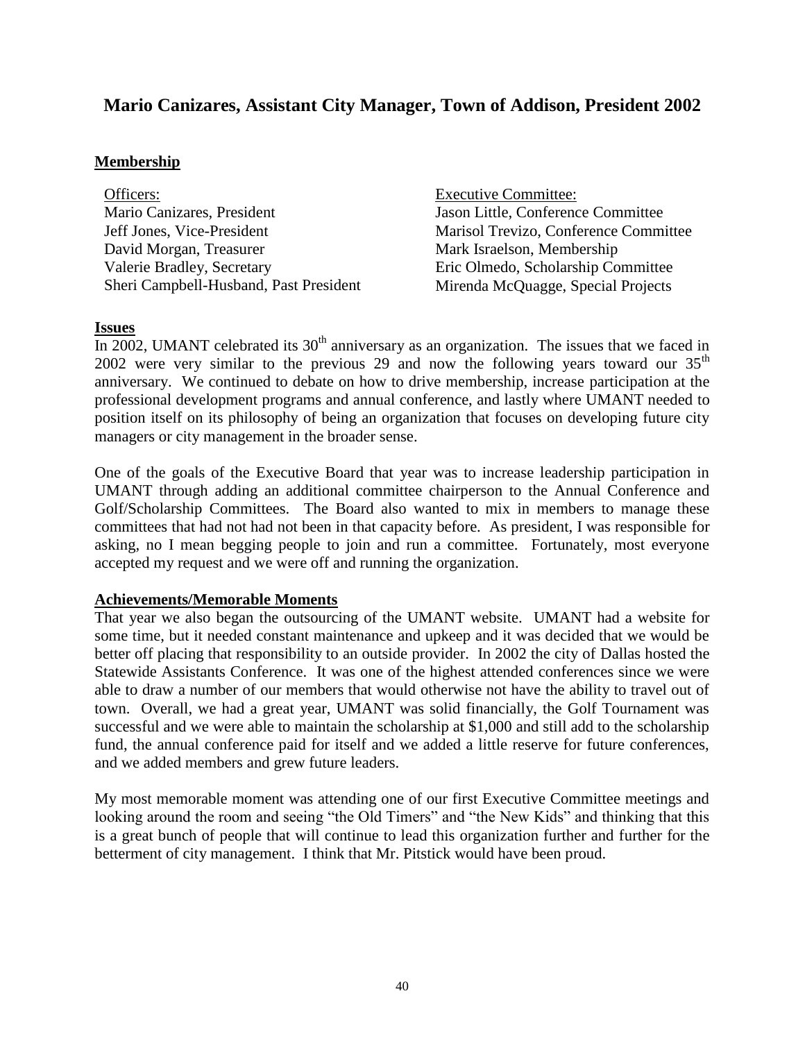## Mario Canizares, Assistant City Manager, Town of Addison, President 2002

### Membership

Officers:
Mario Canizares, President
Jeff Jones, Vice-President
David Morgan, Treasurer
Valerie Bradley, Secretary
Sheri Campbell-Husband, Past President

Executive Committee:
Jason Little, Conference Committee
Marisol Trevizo, Conference Committee
Mark Israelson, Membership
Eric Olmedo, Scholarship Committee
Mirenda McQuagge, Special Projects

### Issues

In 2002, UMANT celebrated its 30th anniversary as an organization. The issues that we faced in 2002 were very similar to the previous 29 and now the following years toward our 35th anniversary. We continued to debate on how to drive membership, increase participation at the professional development programs and annual conference, and lastly where UMANT needed to position itself on its philosophy of being an organization that focuses on developing future city managers or city management in the broader sense.

One of the goals of the Executive Board that year was to increase leadership participation in UMANT through adding an additional committee chairperson to the Annual Conference and Golf/Scholarship Committees. The Board also wanted to mix in members to manage these committees that had not had not been in that capacity before. As president, I was responsible for asking, no I mean begging people to join and run a committee. Fortunately, most everyone accepted my request and we were off and running the organization.

### Achievements/Memorable Moments

That year we also began the outsourcing of the UMANT website. UMANT had a website for some time, but it needed constant maintenance and upkeep and it was decided that we would be better off placing that responsibility to an outside provider. In 2002 the city of Dallas hosted the Statewide Assistants Conference. It was one of the highest attended conferences since we were able to draw a number of our members that would otherwise not have the ability to travel out of town. Overall, we had a great year, UMANT was solid financially, the Golf Tournament was successful and we were able to maintain the scholarship at $1,000 and still add to the scholarship fund, the annual conference paid for itself and we added a little reserve for future conferences, and we added members and grew future leaders.

My most memorable moment was attending one of our first Executive Committee meetings and looking around the room and seeing "the Old Timers" and "the New Kids" and thinking that this is a great bunch of people that will continue to lead this organization further and further for the betterment of city management. I think that Mr. Pitstick would have been proud.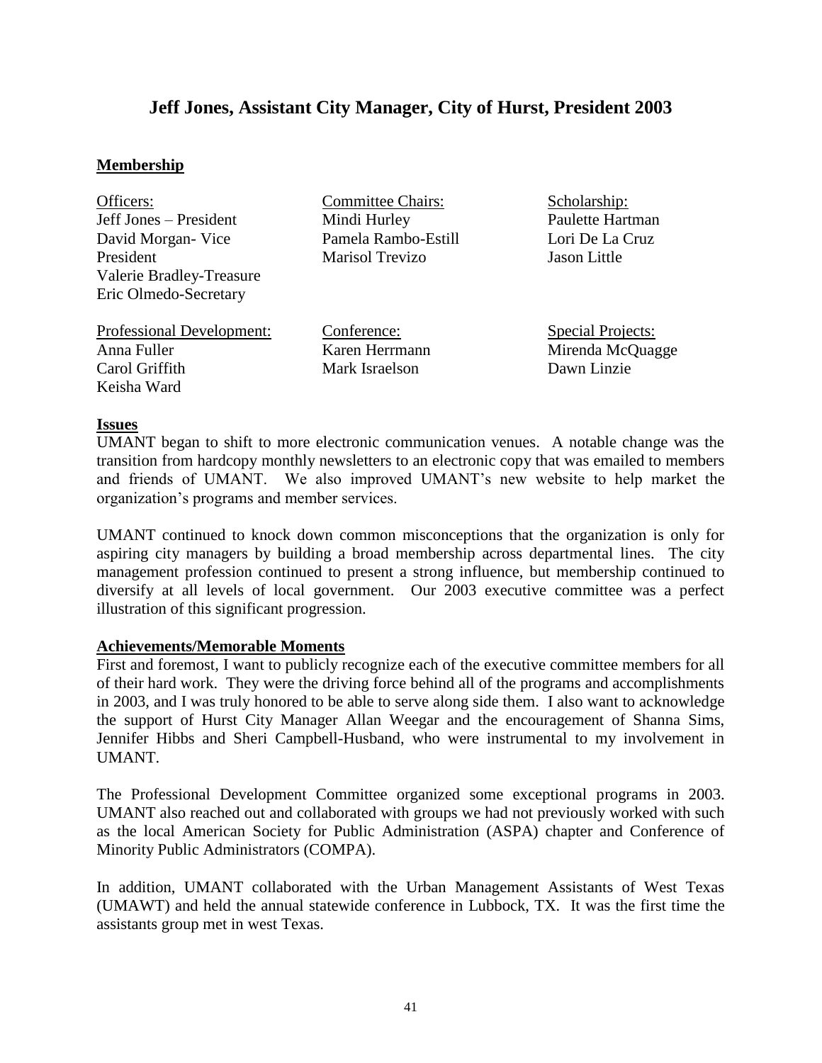## Jeff Jones, Assistant City Manager, City of Hurst, President 2003

**Membership**

Officers:
Jeff Jones – President
David Morgan- Vice President
Valerie Bradley-Treasure
Eric Olmedo-Secretary

Committee Chairs:
Mindi Hurley
Pamela Rambo-Estill
Marisol Trevizo

Scholarship:
Paulette Hartman
Lori De La Cruz
Jason Little

Professional Development:
Anna Fuller
Carol Griffith
Keisha Ward

Conference:
Karen Herrmann
Mark Israelson

Special Projects:
Mirenda McQuagge
Dawn Linzie

**Issues**

UMANT began to shift to more electronic communication venues. A notable change was the transition from hardcopy monthly newsletters to an electronic copy that was emailed to members and friends of UMANT. We also improved UMANT's new website to help market the organization's programs and member services.

UMANT continued to knock down common misconceptions that the organization is only for aspiring city managers by building a broad membership across departmental lines. The city management profession continued to present a strong influence, but membership continued to diversify at all levels of local government. Our 2003 executive committee was a perfect illustration of this significant progression.

**Achievements/Memorable Moments**

First and foremost, I want to publicly recognize each of the executive committee members for all of their hard work. They were the driving force behind all of the programs and accomplishments in 2003, and I was truly honored to be able to serve along side them. I also want to acknowledge the support of Hurst City Manager Allan Weegar and the encouragement of Shanna Sims, Jennifer Hibbs and Sheri Campbell-Husband, who were instrumental to my involvement in UMANT.

The Professional Development Committee organized some exceptional programs in 2003. UMANT also reached out and collaborated with groups we had not previously worked with such as the local American Society for Public Administration (ASPA) chapter and Conference of Minority Public Administrators (COMPA).

In addition, UMANT collaborated with the Urban Management Assistants of West Texas (UMAWT) and held the annual statewide conference in Lubbock, TX. It was the first time the assistants group met in west Texas.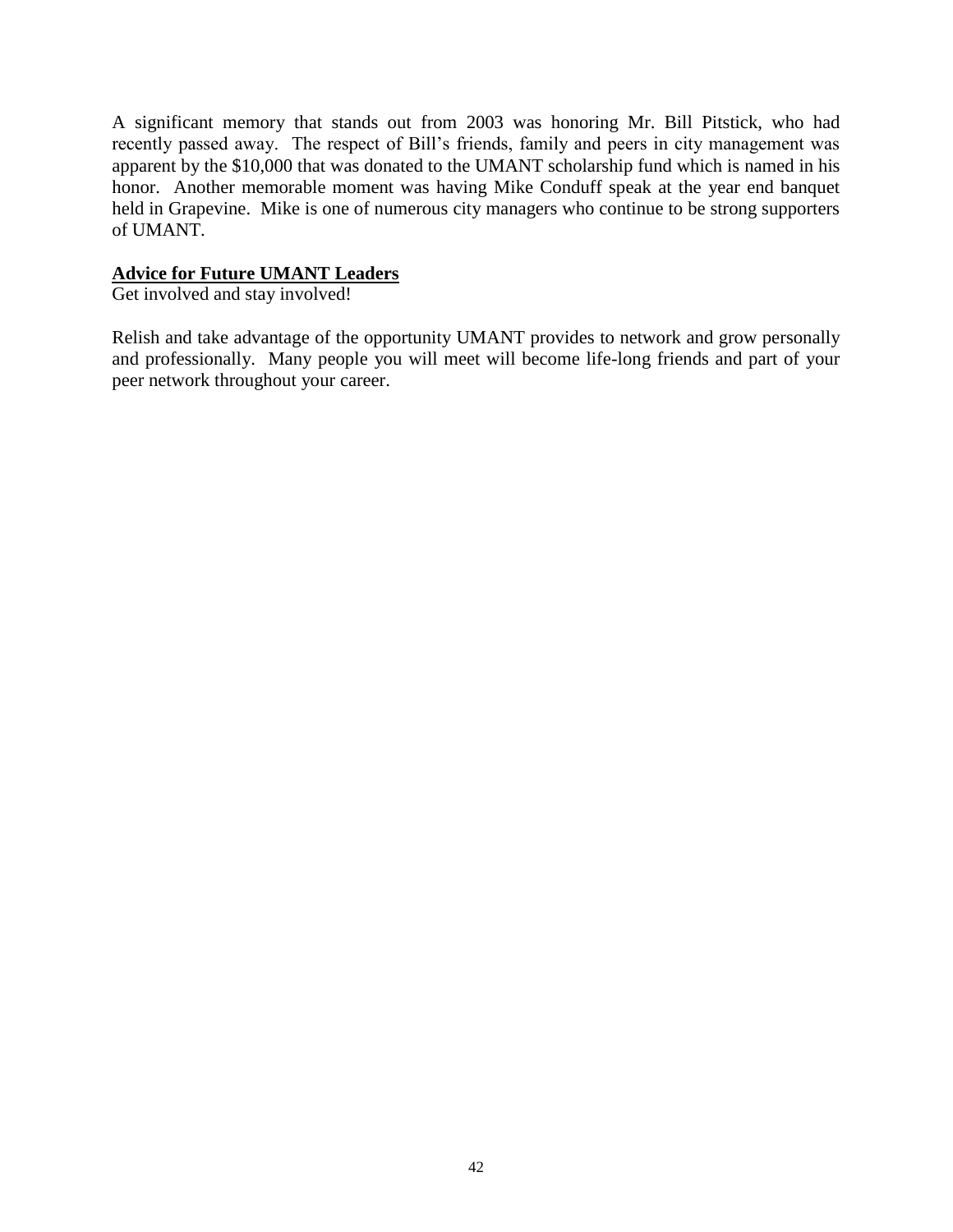A significant memory that stands out from 2003 was honoring Mr. Bill Pitstick, who had recently passed away. The respect of Bill's friends, family and peers in city management was apparent by the $10,000 that was donated to the UMANT scholarship fund which is named in his honor. Another memorable moment was having Mike Conduff speak at the year end banquet held in Grapevine. Mike is one of numerous city managers who continue to be strong supporters of UMANT.

**Advice for Future UMANT Leaders**

Get involved and stay involved!

Relish and take advantage of the opportunity UMANT provides to network and grow personally and professionally. Many people you will meet will become life-long friends and part of your peer network throughout your career.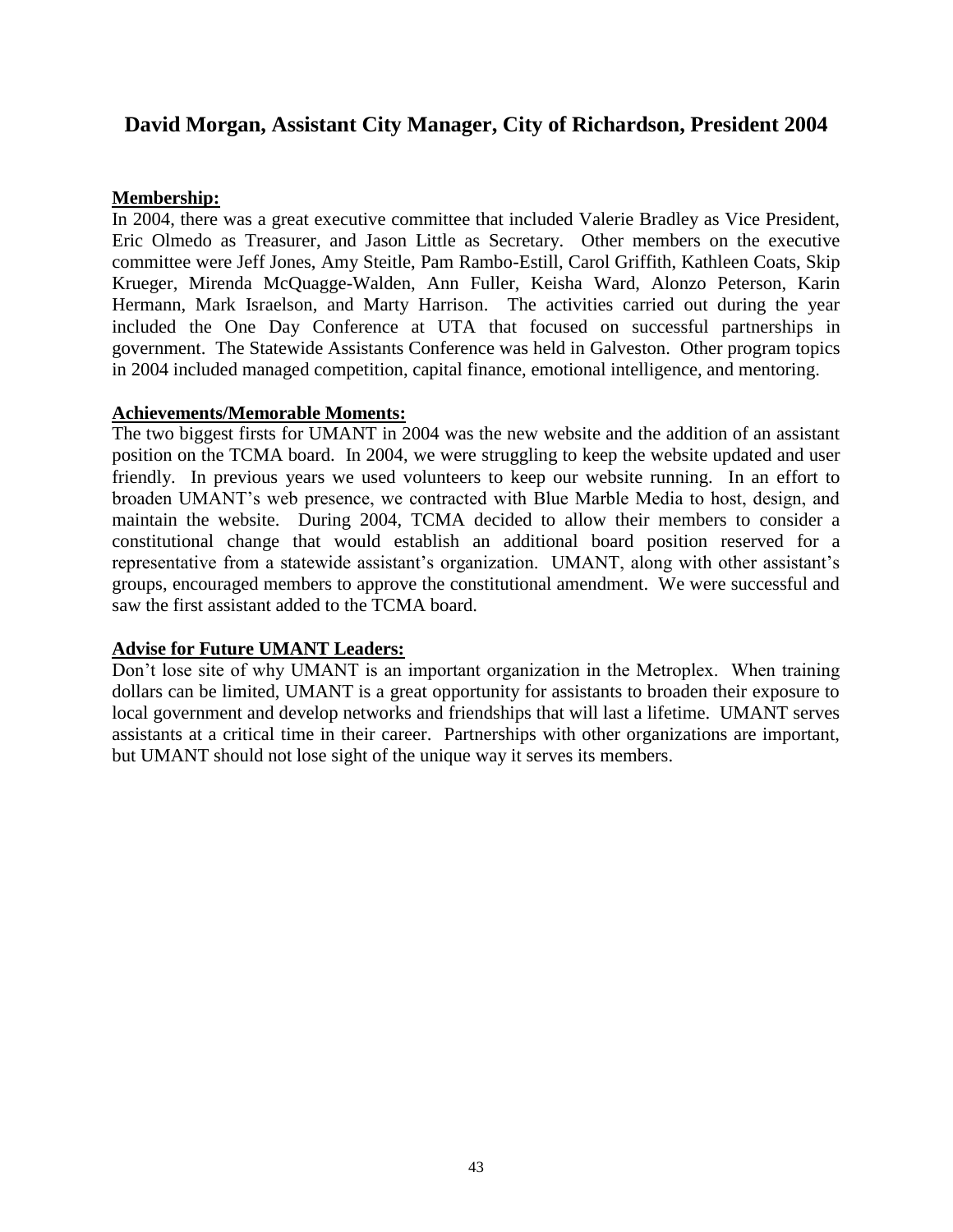## David Morgan, Assistant City Manager, City of Richardson, President 2004

**Membership:**

In 2004, there was a great executive committee that included Valerie Bradley as Vice President, Eric Olmedo as Treasurer, and Jason Little as Secretary. Other members on the executive committee were Jeff Jones, Amy Steitle, Pam Rambo-Estill, Carol Griffith, Kathleen Coats, Skip Krueger, Mirenda McQuagge-Walden, Ann Fuller, Keisha Ward, Alonzo Peterson, Karin Hermann, Mark Israelson, and Marty Harrison. The activities carried out during the year included the One Day Conference at UTA that focused on successful partnerships in government. The Statewide Assistants Conference was held in Galveston. Other program topics in 2004 included managed competition, capital finance, emotional intelligence, and mentoring.

**Achievements/Memorable Moments:**

The two biggest firsts for UMANT in 2004 was the new website and the addition of an assistant position on the TCMA board. In 2004, we were struggling to keep the website updated and user friendly. In previous years we used volunteers to keep our website running. In an effort to broaden UMANT's web presence, we contracted with Blue Marble Media to host, design, and maintain the website. During 2004, TCMA decided to allow their members to consider a constitutional change that would establish an additional board position reserved for a representative from a statewide assistant's organization. UMANT, along with other assistant's groups, encouraged members to approve the constitutional amendment. We were successful and saw the first assistant added to the TCMA board.

**Advise for Future UMANT Leaders:**

Don't lose site of why UMANT is an important organization in the Metroplex. When training dollars can be limited, UMANT is a great opportunity for assistants to broaden their exposure to local government and develop networks and friendships that will last a lifetime. UMANT serves assistants at a critical time in their career. Partnerships with other organizations are important, but UMANT should not lose sight of the unique way it serves its members.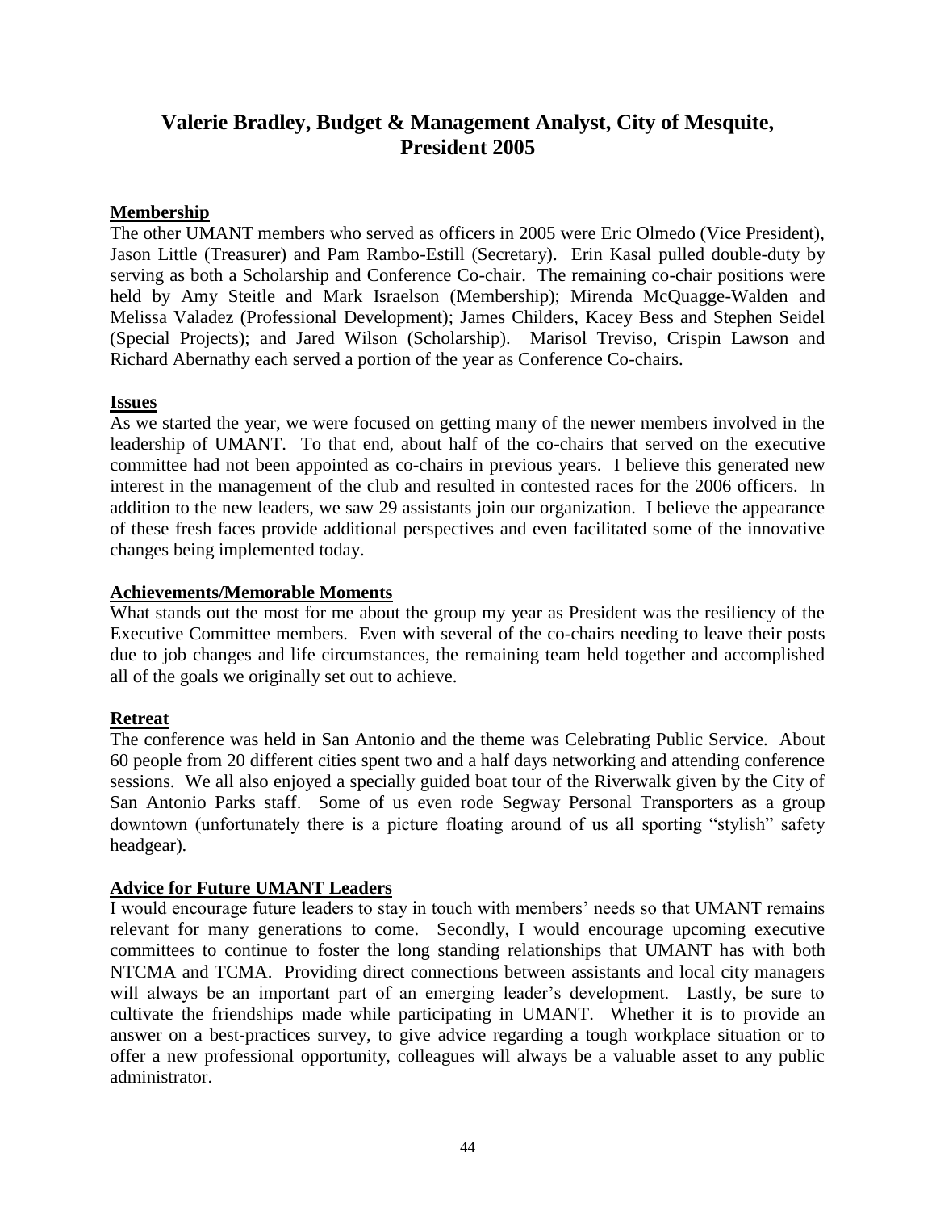## Valerie Bradley, Budget & Management Analyst, City of Mesquite, President 2005

### Membership

The other UMANT members who served as officers in 2005 were Eric Olmedo (Vice President), Jason Little (Treasurer) and Pam Rambo-Estill (Secretary). Erin Kasal pulled double-duty by serving as both a Scholarship and Conference Co-chair. The remaining co-chair positions were held by Amy Steitle and Mark Israelson (Membership); Mirenda McQuagge-Walden and Melissa Valadez (Professional Development); James Childers, Kacey Bess and Stephen Seidel (Special Projects); and Jared Wilson (Scholarship). Marisol Treviso, Crispin Lawson and Richard Abernathy each served a portion of the year as Conference Co-chairs.

### Issues

As we started the year, we were focused on getting many of the newer members involved in the leadership of UMANT. To that end, about half of the co-chairs that served on the executive committee had not been appointed as co-chairs in previous years. I believe this generated new interest in the management of the club and resulted in contested races for the 2006 officers. In addition to the new leaders, we saw 29 assistants join our organization. I believe the appearance of these fresh faces provide additional perspectives and even facilitated some of the innovative changes being implemented today.

### Achievements/Memorable Moments

What stands out the most for me about the group my year as President was the resiliency of the Executive Committee members. Even with several of the co-chairs needing to leave their posts due to job changes and life circumstances, the remaining team held together and accomplished all of the goals we originally set out to achieve.

### Retreat

The conference was held in San Antonio and the theme was Celebrating Public Service. About 60 people from 20 different cities spent two and a half days networking and attending conference sessions. We all also enjoyed a specially guided boat tour of the Riverwalk given by the City of San Antonio Parks staff. Some of us even rode Segway Personal Transporters as a group downtown (unfortunately there is a picture floating around of us all sporting "stylish" safety headgear).

### Advice for Future UMANT Leaders

I would encourage future leaders to stay in touch with members' needs so that UMANT remains relevant for many generations to come. Secondly, I would encourage upcoming executive committees to continue to foster the long standing relationships that UMANT has with both NTCMA and TCMA. Providing direct connections between assistants and local city managers will always be an important part of an emerging leader's development. Lastly, be sure to cultivate the friendships made while participating in UMANT. Whether it is to provide an answer on a best-practices survey, to give advice regarding a tough workplace situation or to offer a new professional opportunity, colleagues will always be a valuable asset to any public administrator.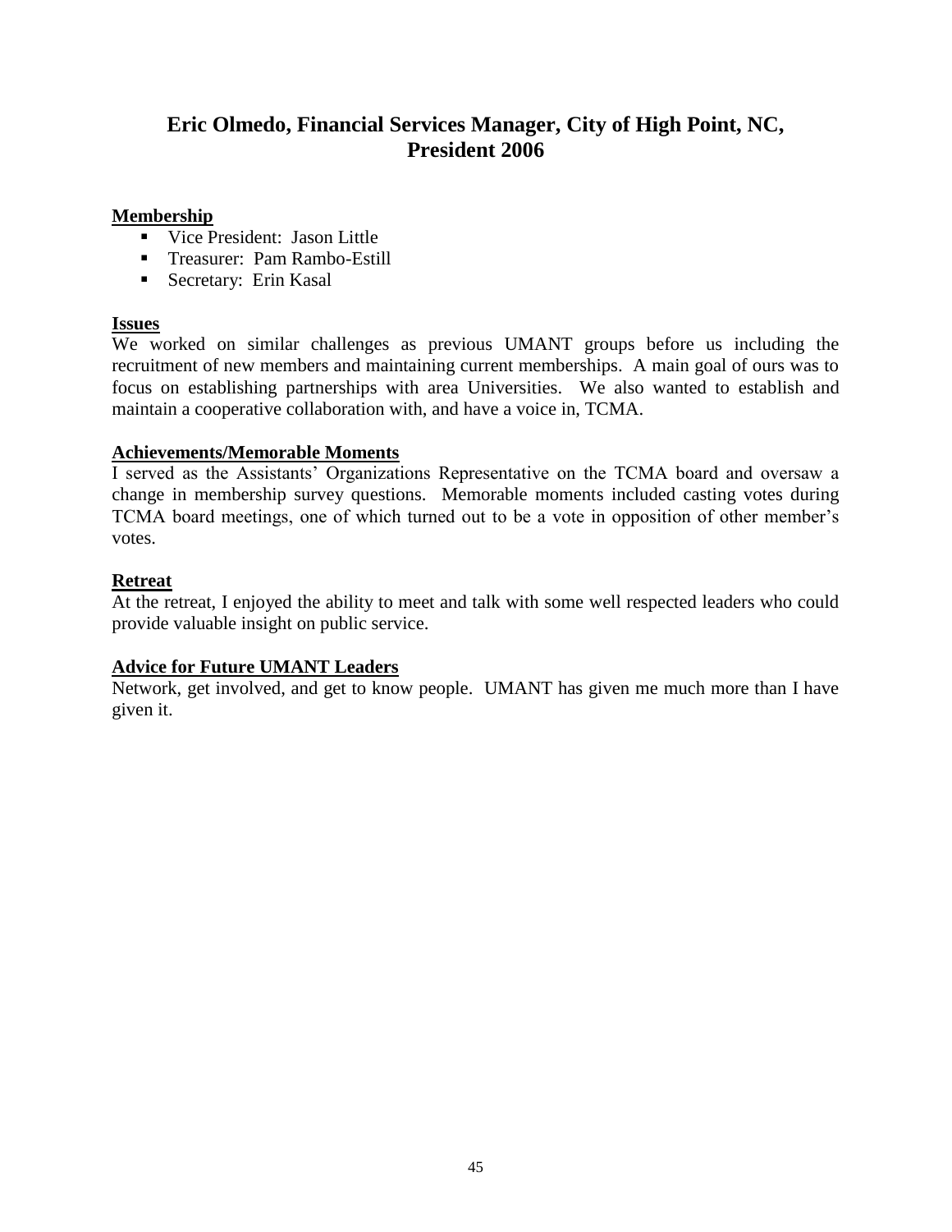## Eric Olmedo, Financial Services Manager, City of High Point, NC, President 2006

**Membership**

- Vice President: Jason Little
- Treasurer: Pam Rambo-Estill
- Secretary: Erin Kasal

**Issues**

We worked on similar challenges as previous UMANT groups before us including the recruitment of new members and maintaining current memberships. A main goal of ours was to focus on establishing partnerships with area Universities. We also wanted to establish and maintain a cooperative collaboration with, and have a voice in, TCMA.

**Achievements/Memorable Moments**

I served as the Assistants' Organizations Representative on the TCMA board and oversaw a change in membership survey questions. Memorable moments included casting votes during TCMA board meetings, one of which turned out to be a vote in opposition of other member's votes.

**Retreat**

At the retreat, I enjoyed the ability to meet and talk with some well respected leaders who could provide valuable insight on public service.

**Advice for Future UMANT Leaders**

Network, get involved, and get to know people. UMANT has given me much more than I have given it.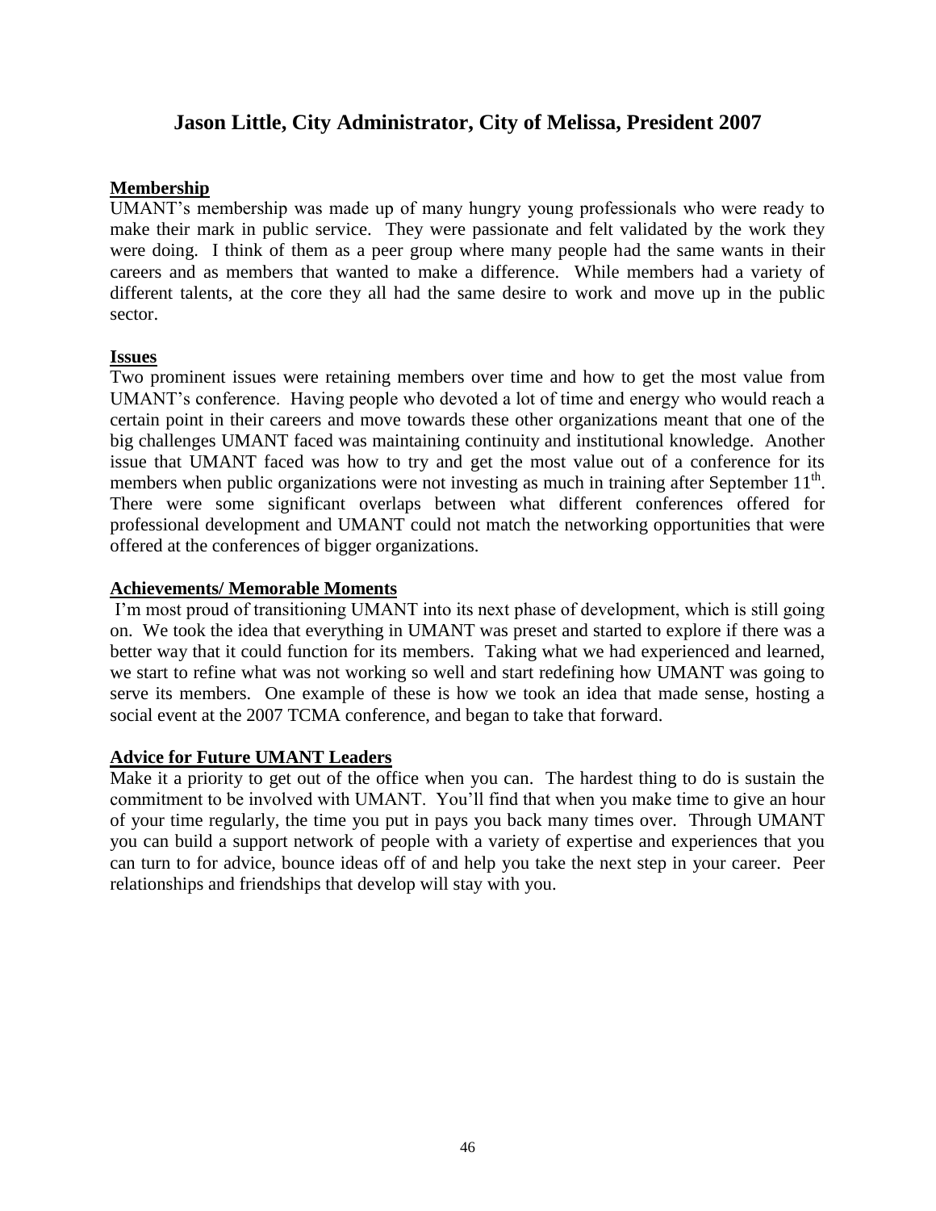# Jason Little, City Administrator, City of Melissa, President 2007

## Membership

UMANT's membership was made up of many hungry young professionals who were ready to make their mark in public service. They were passionate and felt validated by the work they were doing. I think of them as a peer group where many people had the same wants in their careers and as members that wanted to make a difference. While members had a variety of different talents, at the core they all had the same desire to work and move up in the public sector.

## Issues

Two prominent issues were retaining members over time and how to get the most value from UMANT's conference. Having people who devoted a lot of time and energy who would reach a certain point in their careers and move towards these other organizations meant that one of the big challenges UMANT faced was maintaining continuity and institutional knowledge. Another issue that UMANT faced was how to try and get the most value out of a conference for its members when public organizations were not investing as much in training after September 11th. There were some significant overlaps between what different conferences offered for professional development and UMANT could not match the networking opportunities that were offered at the conferences of bigger organizations.

## Achievements/ Memorable Moments

I'm most proud of transitioning UMANT into its next phase of development, which is still going on. We took the idea that everything in UMANT was preset and started to explore if there was a better way that it could function for its members. Taking what we had experienced and learned, we start to refine what was not working so well and start redefining how UMANT was going to serve its members. One example of these is how we took an idea that made sense, hosting a social event at the 2007 TCMA conference, and began to take that forward.

## Advice for Future UMANT Leaders

Make it a priority to get out of the office when you can. The hardest thing to do is sustain the commitment to be involved with UMANT. You'll find that when you make time to give an hour of your time regularly, the time you put in pays you back many times over. Through UMANT you can build a support network of people with a variety of expertise and experiences that you can turn to for advice, bounce ideas off of and help you take the next step in your career. Peer relationships and friendships that develop will stay with you.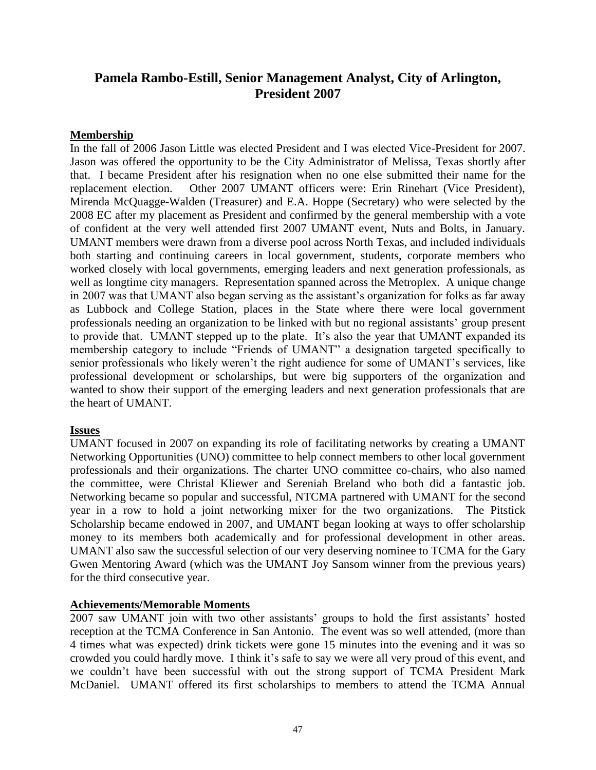## Pamela Rambo-Estill, Senior Management Analyst, City of Arlington, President 2007

**Membership**

In the fall of 2006 Jason Little was elected President and I was elected Vice-President for 2007. Jason was offered the opportunity to be the City Administrator of Melissa, Texas shortly after that. I became President after his resignation when no one else submitted their name for the replacement election. Other 2007 UMANT officers were: Erin Rinehart (Vice President), Mirenda McQuagge-Walden (Treasurer) and E.A. Hoppe (Secretary) who were selected by the 2008 EC after my placement as President and confirmed by the general membership with a vote of confident at the very well attended first 2007 UMANT event, Nuts and Bolts, in January. UMANT members were drawn from a diverse pool across North Texas, and included individuals both starting and continuing careers in local government, students, corporate members who worked closely with local governments, emerging leaders and next generation professionals, as well as longtime city managers. Representation spanned across the Metroplex. A unique change in 2007 was that UMANT also began serving as the assistant's organization for folks as far away as Lubbock and College Station, places in the State where there were local government professionals needing an organization to be linked with but no regional assistants' group present to provide that. UMANT stepped up to the plate. It's also the year that UMANT expanded its membership category to include "Friends of UMANT" a designation targeted specifically to senior professionals who likely weren't the right audience for some of UMANT's services, like professional development or scholarships, but were big supporters of the organization and wanted to show their support of the emerging leaders and next generation professionals that are the heart of UMANT.

**Issues**

UMANT focused in 2007 on expanding its role of facilitating networks by creating a UMANT Networking Opportunities (UNO) committee to help connect members to other local government professionals and their organizations. The charter UNO committee co-chairs, who also named the committee, were Christal Kliewer and Sereniah Breland who both did a fantastic job. Networking became so popular and successful, NTCMA partnered with UMANT for the second year in a row to hold a joint networking mixer for the two organizations. The Pitstick Scholarship became endowed in 2007, and UMANT began looking at ways to offer scholarship money to its members both academically and for professional development in other areas. UMANT also saw the successful selection of our very deserving nominee to TCMA for the Gary Gwen Mentoring Award (which was the UMANT Joy Sansom winner from the previous years) for the third consecutive year.

**Achievements/Memorable Moments**

2007 saw UMANT join with two other assistants' groups to hold the first assistants' hosted reception at the TCMA Conference in San Antonio. The event was so well attended, (more than 4 times what was expected) drink tickets were gone 15 minutes into the evening and it was so crowded you could hardly move. I think it's safe to say we were all very proud of this event, and we couldn't have been successful with out the strong support of TCMA President Mark McDaniel. UMANT offered its first scholarships to members to attend the TCMA Annual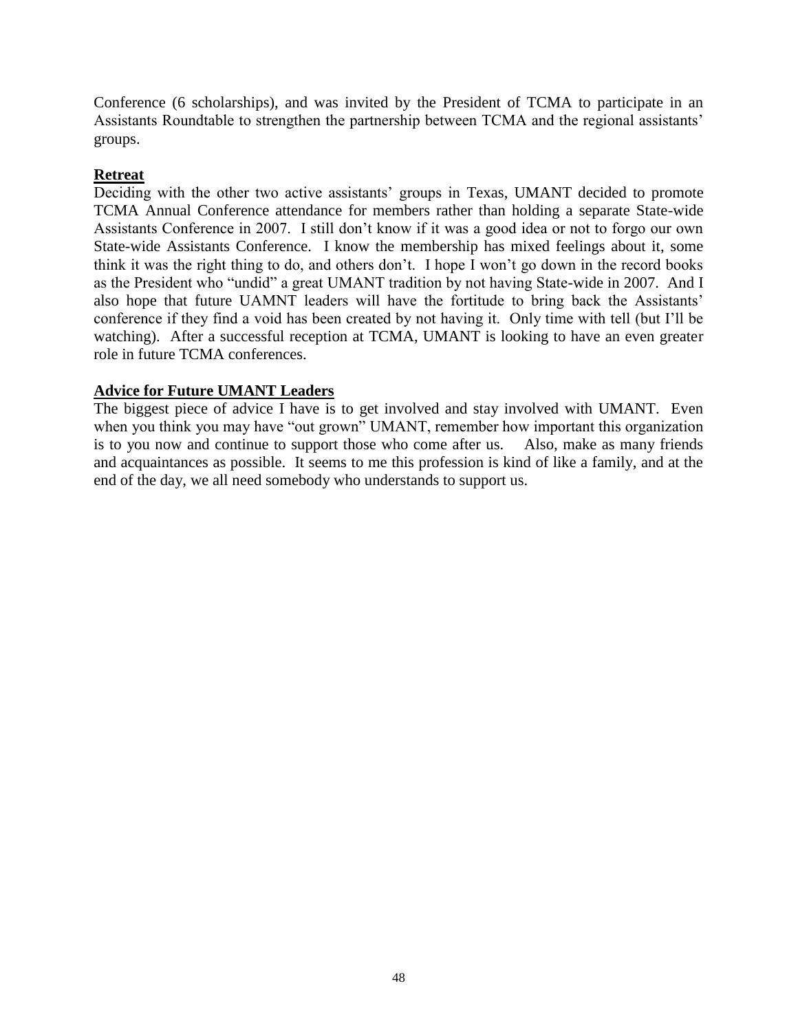Conference (6 scholarships), and was invited by the President of TCMA to participate in an Assistants Roundtable to strengthen the partnership between TCMA and the regional assistants' groups.

**Retreat**

Deciding with the other two active assistants' groups in Texas, UMANT decided to promote TCMA Annual Conference attendance for members rather than holding a separate State-wide Assistants Conference in 2007. I still don't know if it was a good idea or not to forgo our own State-wide Assistants Conference. I know the membership has mixed feelings about it, some think it was the right thing to do, and others don't. I hope I won't go down in the record books as the President who "undid" a great UMANT tradition by not having State-wide in 2007. And I also hope that future UAMNT leaders will have the fortitude to bring back the Assistants' conference if they find a void has been created by not having it. Only time with tell (but I'll be watching). After a successful reception at TCMA, UMANT is looking to have an even greater role in future TCMA conferences.

**Advice for Future UMANT Leaders**

The biggest piece of advice I have is to get involved and stay involved with UMANT. Even when you think you may have "out grown" UMANT, remember how important this organization is to you now and continue to support those who come after us. Also, make as many friends and acquaintances as possible. It seems to me this profession is kind of like a family, and at the end of the day, we all need somebody who understands to support us.